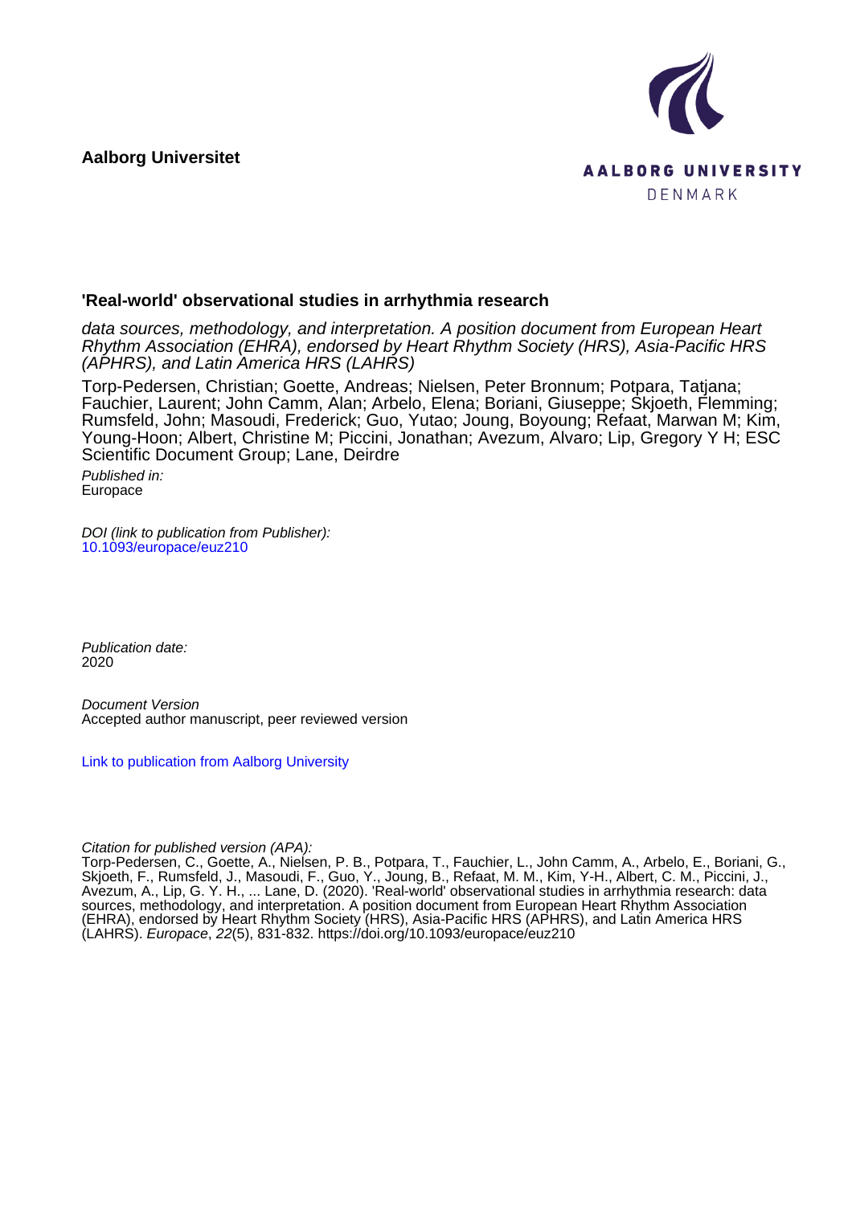**Aalborg Universitet**

AALBORG UNIVERSITY
DENMARK

## 'Real-world' observational studies in arrhythmia research

*data sources, methodology, and interpretation. A position document from European Heart Rhythm Association (EHRA), endorsed by Heart Rhythm Society (HRS), Asia-Pacific HRS (APHRS), and Latin America HRS (LAHRS)*

Torp-Pedersen, Christian; Goette, Andreas; Nielsen, Peter Bronnum; Potpara, Tatjana; Fauchier, Laurent; John Camm, Alan; Arbelo, Elena; Boriani, Giuseppe; Skjoeth, Flemming; Rumsfeld, John; Masoudi, Frederick; Guo, Yutao; Joung, Boyoung; Refaat, Marwan M; Kim, Young-Hoon; Albert, Christine M; Piccini, Jonathan; Avezum, Alvaro; Lip, Gregory Y H; ESC Scientific Document Group; Lane, Deirdre

*Published in:*
Europace

*DOI (link to publication from Publisher):*
10.1093/europace/euz210

*Publication date:*
2020

*Document Version*
Accepted author manuscript, peer reviewed version

Link to publication from Aalborg University

*Citation for published version (APA):*
Torp-Pedersen, C., Goette, A., Nielsen, P. B., Potpara, T., Fauchier, L., John Camm, A., Arbelo, E., Boriani, G., Skjoeth, F., Rumsfeld, J., Masoudi, F., Guo, Y., Joung, B., Refaat, M. M., Kim, Y-H., Albert, C. M., Piccini, J., Avezum, A., Lip, G. Y. H., ... Lane, D. (2020). 'Real-world' observational studies in arrhythmia research: data sources, methodology, and interpretation. A position document from European Heart Rhythm Association (EHRA), endorsed by Heart Rhythm Society (HRS), Asia-Pacific HRS (APHRS), and Latin America HRS (LAHRS). *Europace*, *22*(5), 831-832. https://doi.org/10.1093/europace/euz210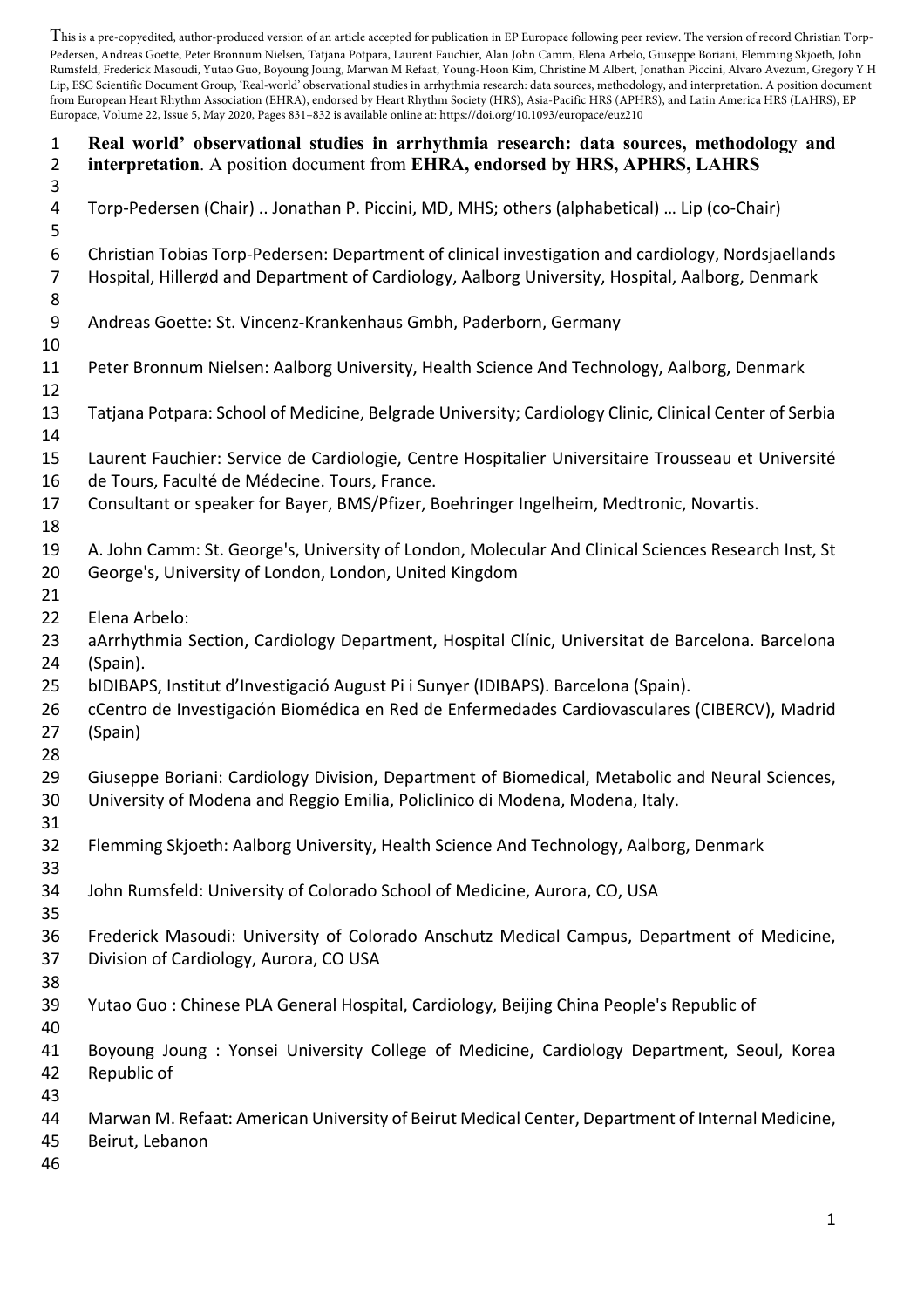This is a pre-copyedited, author-produced version of an article accepted for publication in EP Europace following peer review. The version of record Christian Torp-Pedersen, Andreas Goette, Peter Bronnum Nielsen, Tatjana Potpara, Laurent Fauchier, Alan John Camm, Elena Arbelo, Giuseppe Boriani, Flemming Skjoeth, John Rumsfeld, Frederick Masoudi, Yutao Guo, Boyoung Joung, Marwan M Refaat, Young-Hoon Kim, Christine M Albert, Jonathan Piccini, Alvaro Avezum, Gregory Y H Lip, ESC Scientific Document Group, 'Real-world' observational studies in arrhythmia research: data sources, methodology, and interpretation. A position document from European Heart Rhythm Association (EHRA), endorsed by Heart Rhythm Society (HRS), Asia-Pacific HRS (APHRS), and Latin America HRS (LAHRS), EP Europace, Volume 22, Issue 5, May 2020, Pages 831–832 is available online at: https://doi.org/10.1093/europace/euz210

# Real world' observational studies in arrhythmia research: data sources, methodology and interpretation. A position document from EHRA, endorsed by HRS, APHRS, LAHRS

Torp-Pedersen (Chair) .. Jonathan P. Piccini, MD, MHS; others (alphabetical) … Lip (co-Chair)

Christian Tobias Torp-Pedersen: Department of clinical investigation and cardiology, Nordsjaellands Hospital, Hillerød and Department of Cardiology, Aalborg University, Hospital, Aalborg, Denmark

Andreas Goette: St. Vincenz-Krankenhaus Gmbh, Paderborn, Germany

Peter Bronnum Nielsen: Aalborg University, Health Science And Technology, Aalborg, Denmark

Tatjana Potpara: School of Medicine, Belgrade University; Cardiology Clinic, Clinical Center of Serbia

Laurent Fauchier: Service de Cardiologie, Centre Hospitalier Universitaire Trousseau et Université de Tours, Faculté de Médecine. Tours, France.
Consultant or speaker for Bayer, BMS/Pfizer, Boehringer Ingelheim, Medtronic, Novartis.

A. John Camm: St. George's, University of London, Molecular And Clinical Sciences Research Inst, St George's, University of London, London, United Kingdom

Elena Arbelo:
aArrhythmia Section, Cardiology Department, Hospital Clínic, Universitat de Barcelona. Barcelona (Spain).
bIDIBAPS, Institut d'Investigació August Pi i Sunyer (IDIBAPS). Barcelona (Spain).
cCentro de Investigación Biomédica en Red de Enfermedades Cardiovasculares (CIBERCV), Madrid (Spain)

Giuseppe Boriani: Cardiology Division, Department of Biomedical, Metabolic and Neural Sciences, University of Modena and Reggio Emilia, Policlinico di Modena, Modena, Italy.

Flemming Skjoeth: Aalborg University, Health Science And Technology, Aalborg, Denmark

John Rumsfeld: University of Colorado School of Medicine, Aurora, CO, USA

Frederick Masoudi: University of Colorado Anschutz Medical Campus, Department of Medicine, Division of Cardiology, Aurora, CO USA

Yutao Guo : Chinese PLA General Hospital, Cardiology, Beijing China People's Republic of

Boyoung Joung : Yonsei University College of Medicine, Cardiology Department, Seoul, Korea Republic of

Marwan M. Refaat: American University of Beirut Medical Center, Department of Internal Medicine, Beirut, Lebanon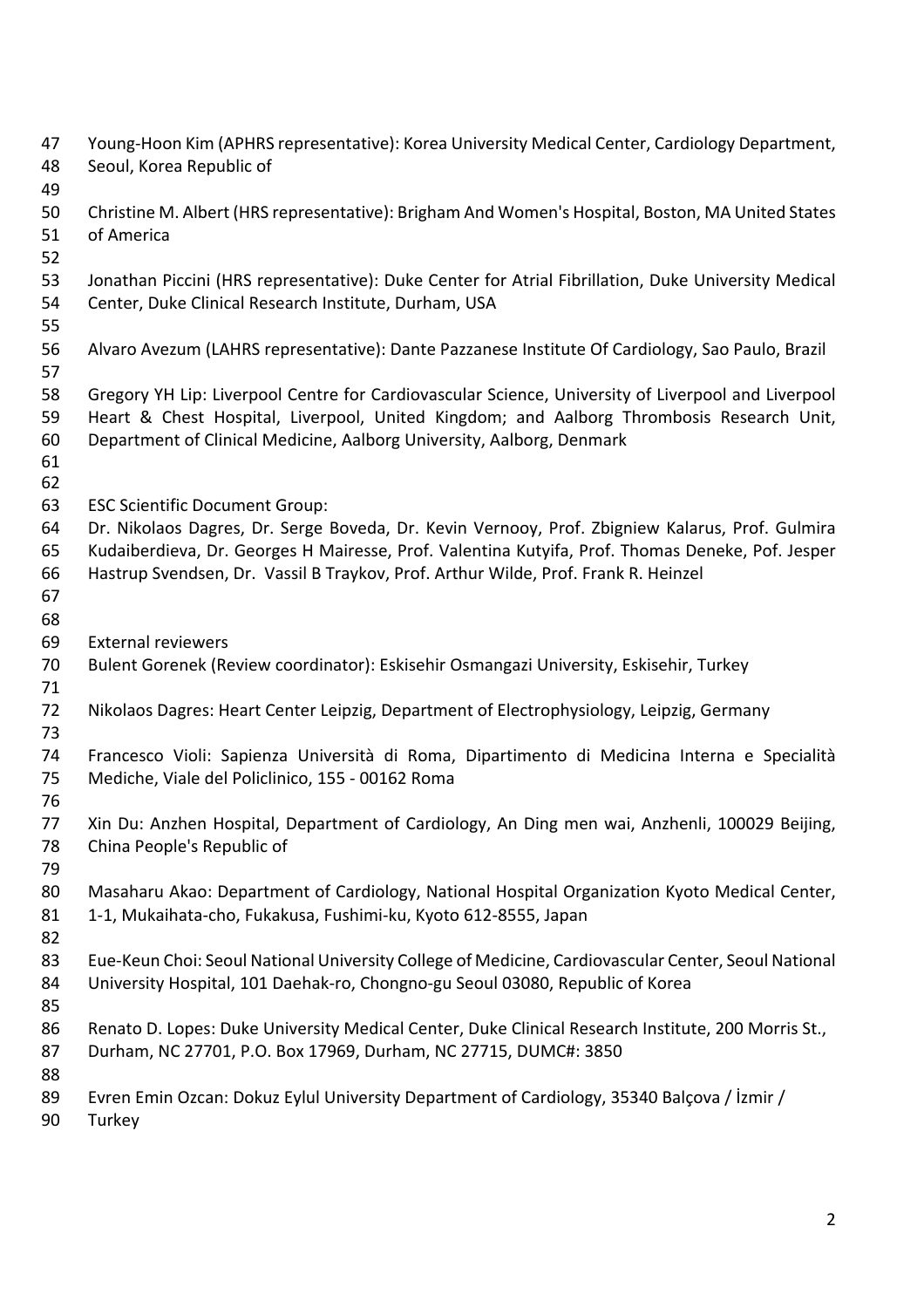Young-Hoon Kim (APHRS representative): Korea University Medical Center, Cardiology Department, Seoul, Korea Republic of

Christine M. Albert (HRS representative): Brigham And Women's Hospital, Boston, MA United States of America

Jonathan Piccini (HRS representative): Duke Center for Atrial Fibrillation, Duke University Medical Center, Duke Clinical Research Institute, Durham, USA

Alvaro Avezum (LAHRS representative): Dante Pazzanese Institute Of Cardiology, Sao Paulo, Brazil

Gregory YH Lip: Liverpool Centre for Cardiovascular Science, University of Liverpool and Liverpool Heart & Chest Hospital, Liverpool, United Kingdom; and Aalborg Thrombosis Research Unit, Department of Clinical Medicine, Aalborg University, Aalborg, Denmark

ESC Scientific Document Group:
Dr. Nikolaos Dagres, Dr. Serge Boveda, Dr. Kevin Vernooy, Prof. Zbigniew Kalarus, Prof. Gulmira Kudaiberdieva, Dr. Georges H Mairesse, Prof. Valentina Kutyifa, Prof. Thomas Deneke, Pof. Jesper Hastrup Svendsen, Dr. Vassil B Traykov, Prof. Arthur Wilde, Prof. Frank R. Heinzel

External reviewers
Bulent Gorenek (Review coordinator): Eskisehir Osmangazi University, Eskisehir, Turkey

Nikolaos Dagres: Heart Center Leipzig, Department of Electrophysiology, Leipzig, Germany

Francesco Violi: Sapienza Università di Roma, Dipartimento di Medicina Interna e Specialità Mediche, Viale del Policlinico, 155 - 00162 Roma

Xin Du: Anzhen Hospital, Department of Cardiology, An Ding men wai, Anzhenli, 100029 Beijing, China People's Republic of

Masaharu Akao: Department of Cardiology, National Hospital Organization Kyoto Medical Center, 1-1, Mukaihata-cho, Fukakusa, Fushimi-ku, Kyoto 612-8555, Japan

Eue-Keun Choi: Seoul National University College of Medicine, Cardiovascular Center, Seoul National University Hospital, 101 Daehak-ro, Chongno-gu Seoul 03080, Republic of Korea

Renato D. Lopes: Duke University Medical Center, Duke Clinical Research Institute, 200 Morris St., Durham, NC 27701, P.O. Box 17969, Durham, NC 27715, DUMC#: 3850

Evren Emin Ozcan: Dokuz Eylul University Department of Cardiology, 35340 Balçova / İzmir / Turkey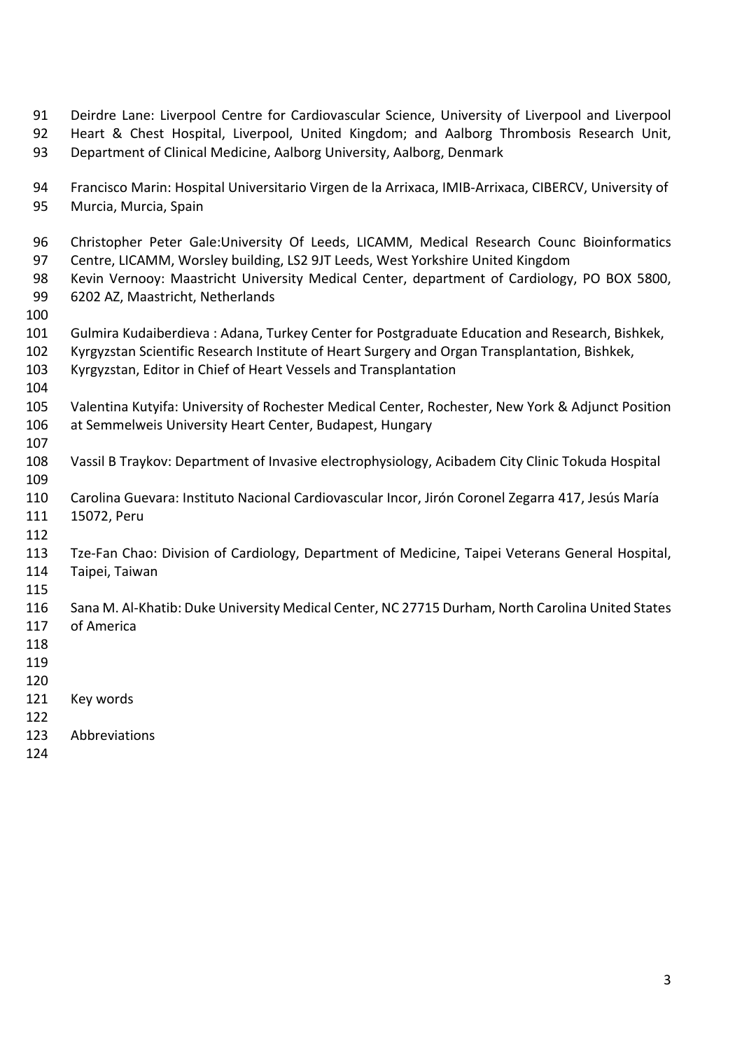Deirdre Lane: Liverpool Centre for Cardiovascular Science, University of Liverpool and Liverpool Heart & Chest Hospital, Liverpool, United Kingdom; and Aalborg Thrombosis Research Unit, Department of Clinical Medicine, Aalborg University, Aalborg, Denmark

Francisco Marin: Hospital Universitario Virgen de la Arrixaca, IMIB-Arrixaca, CIBERCV, University of Murcia, Murcia, Spain

Christopher Peter Gale:University Of Leeds, LICAMM, Medical Research Counc Bioinformatics Centre, LICAMM, Worsley building, LS2 9JT Leeds, West Yorkshire United Kingdom

Kevin Vernooy: Maastricht University Medical Center, department of Cardiology, PO BOX 5800, 6202 AZ, Maastricht, Netherlands

Gulmira Kudaiberdieva : Adana, Turkey Center for Postgraduate Education and Research, Bishkek, Kyrgyzstan Scientific Research Institute of Heart Surgery and Organ Transplantation, Bishkek, Kyrgyzstan, Editor in Chief of Heart Vessels and Transplantation

Valentina Kutyifa: University of Rochester Medical Center, Rochester, New York & Adjunct Position at Semmelweis University Heart Center, Budapest, Hungary

Vassil B Traykov: Department of Invasive electrophysiology, Acibadem City Clinic Tokuda Hospital

Carolina Guevara: Instituto Nacional Cardiovascular Incor, Jirón Coronel Zegarra 417, Jesús María 15072, Peru

Tze-Fan Chao: Division of Cardiology, Department of Medicine, Taipei Veterans General Hospital, Taipei, Taiwan

Sana M. Al-Khatib: Duke University Medical Center, NC 27715 Durham, North Carolina United States of America

Key words

Abbreviations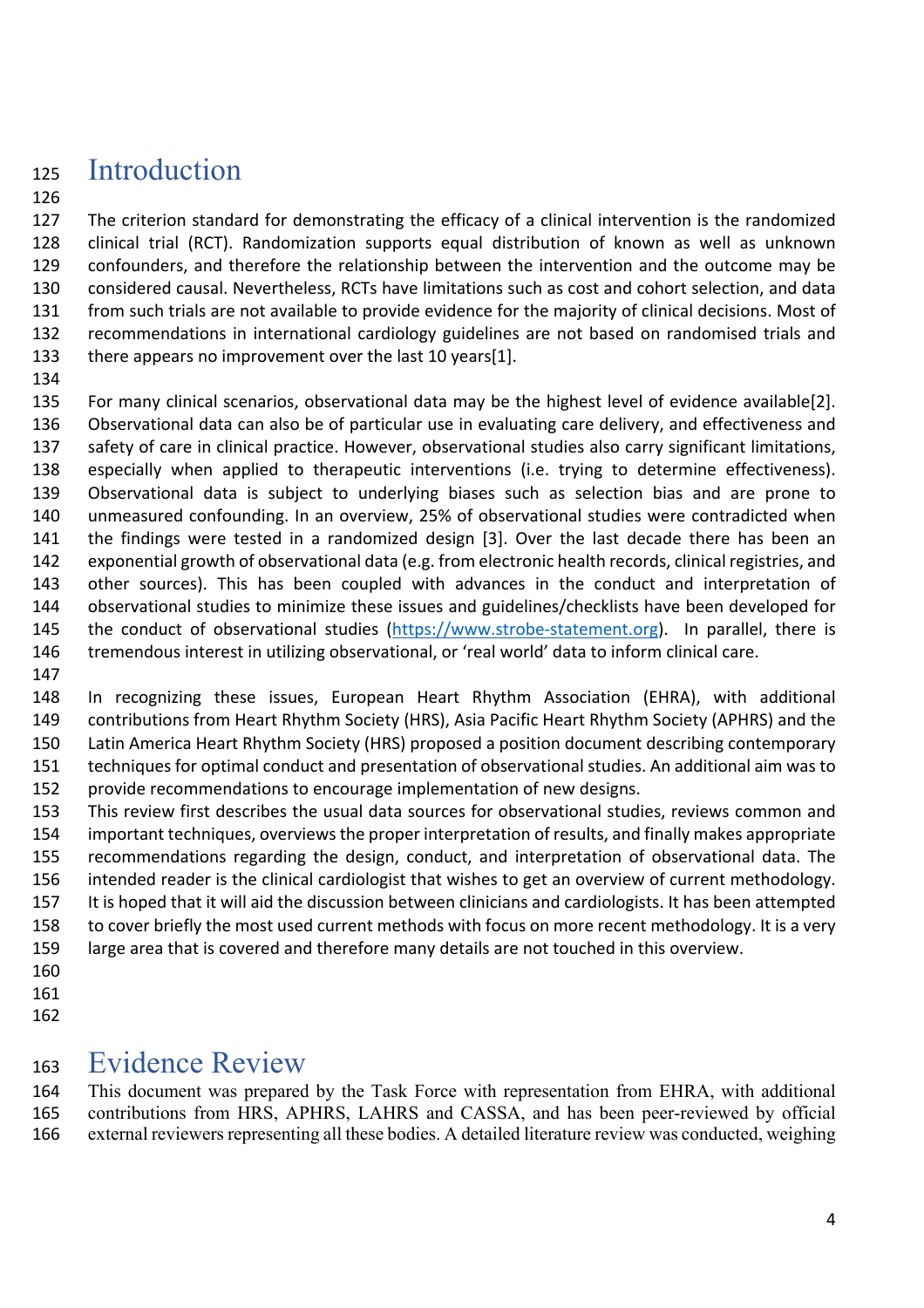# Introduction

The criterion standard for demonstrating the efficacy of a clinical intervention is the randomized clinical trial (RCT). Randomization supports equal distribution of known as well as unknown confounders, and therefore the relationship between the intervention and the outcome may be considered causal. Nevertheless, RCTs have limitations such as cost and cohort selection, and data from such trials are not available to provide evidence for the majority of clinical decisions. Most of recommendations in international cardiology guidelines are not based on randomised trials and there appears no improvement over the last 10 years[1].

For many clinical scenarios, observational data may be the highest level of evidence available[2]. Observational data can also be of particular use in evaluating care delivery, and effectiveness and safety of care in clinical practice. However, observational studies also carry significant limitations, especially when applied to therapeutic interventions (i.e. trying to determine effectiveness). Observational data is subject to underlying biases such as selection bias and are prone to unmeasured confounding. In an overview, 25% of observational studies were contradicted when the findings were tested in a randomized design [3]. Over the last decade there has been an exponential growth of observational data (e.g. from electronic health records, clinical registries, and other sources). This has been coupled with advances in the conduct and interpretation of observational studies to minimize these issues and guidelines/checklists have been developed for the conduct of observational studies (https://www.strobe-statement.org). In parallel, there is tremendous interest in utilizing observational, or 'real world' data to inform clinical care.

In recognizing these issues, European Heart Rhythm Association (EHRA), with additional contributions from Heart Rhythm Society (HRS), Asia Pacific Heart Rhythm Society (APHRS) and the Latin America Heart Rhythm Society (HRS) proposed a position document describing contemporary techniques for optimal conduct and presentation of observational studies. An additional aim was to provide recommendations to encourage implementation of new designs.
This review first describes the usual data sources for observational studies, reviews common and important techniques, overviews the proper interpretation of results, and finally makes appropriate recommendations regarding the design, conduct, and interpretation of observational data. The intended reader is the clinical cardiologist that wishes to get an overview of current methodology. It is hoped that it will aid the discussion between clinicians and cardiologists. It has been attempted to cover briefly the most used current methods with focus on more recent methodology. It is a very large area that is covered and therefore many details are not touched in this overview.

# Evidence Review

This document was prepared by the Task Force with representation from EHRA, with additional contributions from HRS, APHRS, LAHRS and CASSA, and has been peer-reviewed by official external reviewers representing all these bodies. A detailed literature review was conducted, weighing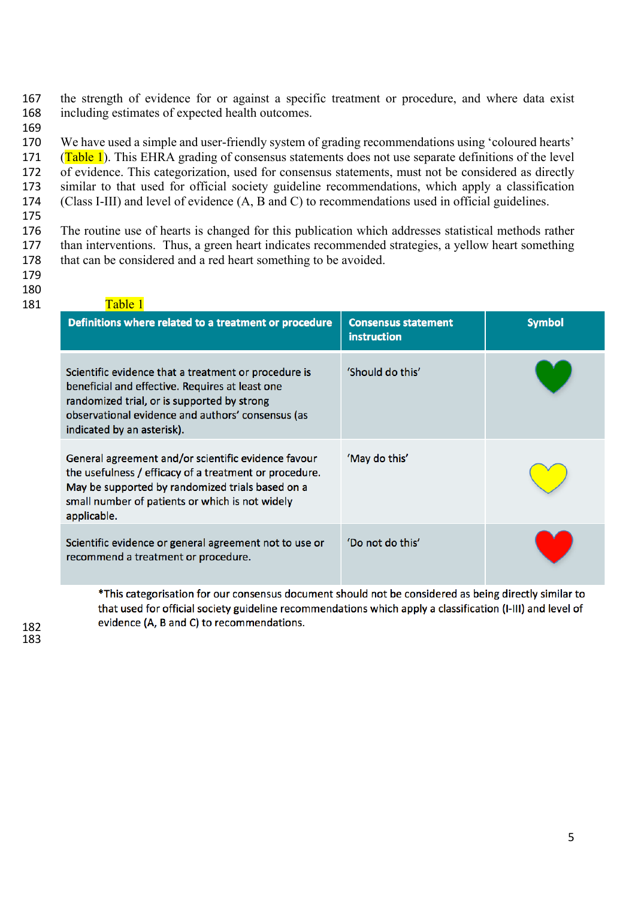the strength of evidence for or against a specific treatment or procedure, and where data exist including estimates of expected health outcomes.

We have used a simple and user-friendly system of grading recommendations using 'coloured hearts' (Table 1). This EHRA grading of consensus statements does not use separate definitions of the level of evidence. This categorization, used for consensus statements, must not be considered as directly similar to that used for official society guideline recommendations, which apply a classification (Class I-III) and level of evidence (A, B and C) to recommendations used in official guidelines.

The routine use of hearts is changed for this publication which addresses statistical methods rather than interventions. Thus, a green heart indicates recommended strategies, a yellow heart something that can be considered and a red heart something to be avoided.

Table 1

| Definitions where related to a treatment or procedure | Consensus statement instruction | Symbol |
|---|---|---|
| Scientific evidence that a treatment or procedure is beneficial and effective. Requires at least one randomized trial, or is supported by strong observational evidence and authors' consensus (as indicated by an asterisk). | 'Should do this' | Green heart |
| General agreement and/or scientific evidence favour the usefulness / efficacy of a treatment or procedure. May be supported by randomized trials based on a small number of patients or which is not widely applicable. | 'May do this' | Yellow heart |
| Scientific evidence or general agreement not to use or recommend a treatment or procedure. | 'Do not do this' | Red heart |

*This categorisation for our consensus document should not be considered as being directly similar to that used for official society guideline recommendations which apply a classification (I-III) and level of evidence (A, B and C) to recommendations.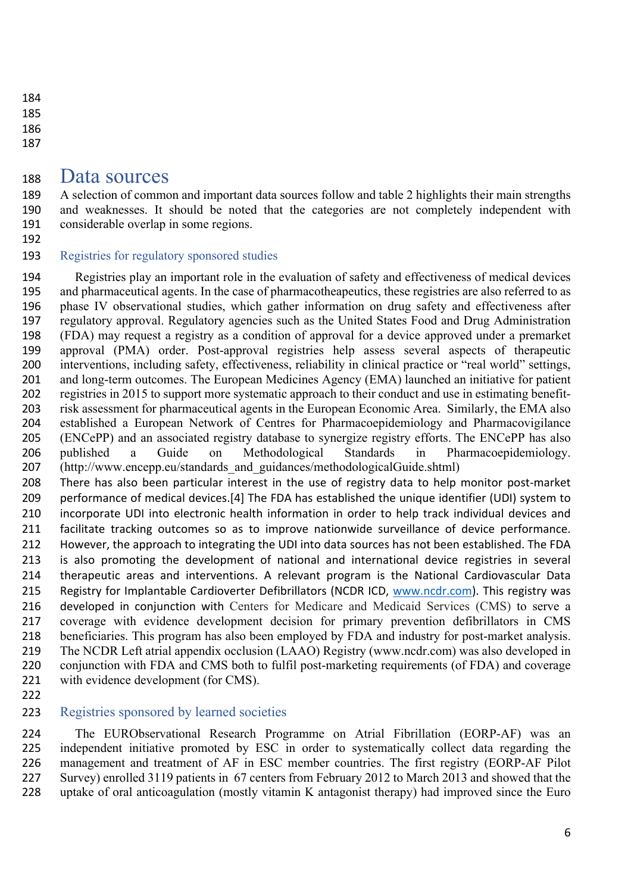# Data sources

A selection of common and important data sources follow and table 2 highlights their main strengths and weaknesses. It should be noted that the categories are not completely independent with considerable overlap in some regions.

## Registries for regulatory sponsored studies

Registries play an important role in the evaluation of safety and effectiveness of medical devices and pharmaceutical agents. In the case of pharmacotheapeutics, these registries are also referred to as phase IV observational studies, which gather information on drug safety and effectiveness after regulatory approval. Regulatory agencies such as the United States Food and Drug Administration (FDA) may request a registry as a condition of approval for a device approved under a premarket approval (PMA) order. Post-approval registries help assess several aspects of therapeutic interventions, including safety, effectiveness, reliability in clinical practice or "real world" settings, and long-term outcomes. The European Medicines Agency (EMA) launched an initiative for patient registries in 2015 to support more systematic approach to their conduct and use in estimating benefit-risk assessment for pharmaceutical agents in the European Economic Area. Similarly, the EMA also established a European Network of Centres for Pharmacoepidemiology and Pharmacovigilance (ENCePP) and an associated registry database to synergize registry efforts. The ENCePP has also published a Guide on Methodological Standards in Pharmacoepidemiology. (http://www.encepp.eu/standards_and_guidances/methodologicalGuide.shtml)

There has also been particular interest in the use of registry data to help monitor post-market performance of medical devices.[4] The FDA has established the unique identifier (UDI) system to incorporate UDI into electronic health information in order to help track individual devices and facilitate tracking outcomes so as to improve nationwide surveillance of device performance. However, the approach to integrating the UDI into data sources has not been established. The FDA is also promoting the development of national and international device registries in several therapeutic areas and interventions. A relevant program is the National Cardiovascular Data Registry for Implantable Cardioverter Defibrillators (NCDR ICD, www.ncdr.com). This registry was developed in conjunction with Centers for Medicare and Medicaid Services (CMS) to serve a coverage with evidence development decision for primary prevention defibrillators in CMS beneficiaries. This program has also been employed by FDA and industry for post-market analysis. The NCDR Left atrial appendix occlusion (LAAO) Registry (www.ncdr.com) was also developed in conjunction with FDA and CMS both to fulfil post-marketing requirements (of FDA) and coverage with evidence development (for CMS).

## Registries sponsored by learned societies

The EURObservational Research Programme on Atrial Fibrillation (EORP-AF) was an independent initiative promoted by ESC in order to systematically collect data regarding the management and treatment of AF in ESC member countries. The first registry (EORP-AF Pilot Survey) enrolled 3119 patients in 67 centers from February 2012 to March 2013 and showed that the uptake of oral anticoagulation (mostly vitamin K antagonist therapy) had improved since the Euro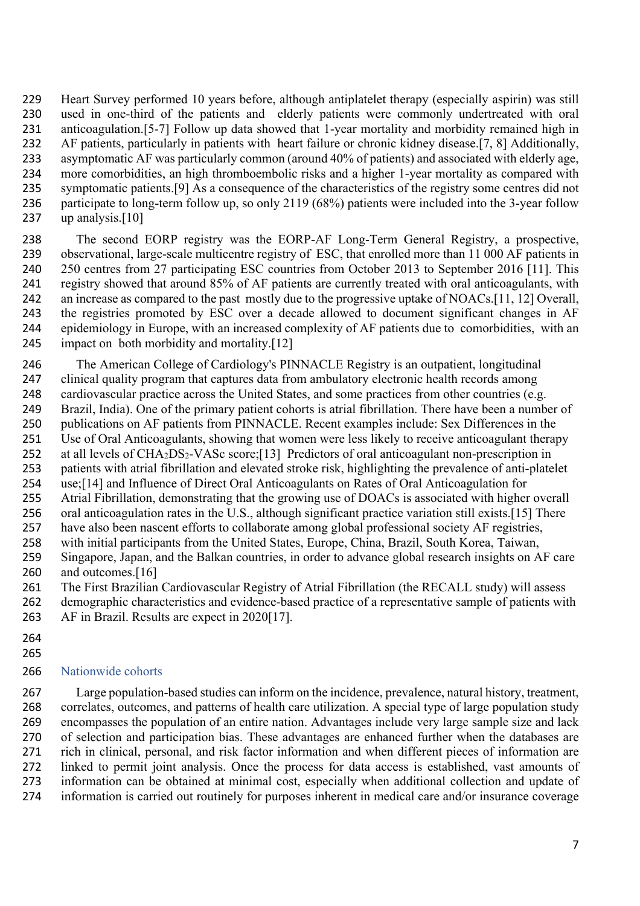Heart Survey performed 10 years before, although antiplatelet therapy (especially aspirin) was still used in one-third of the patients and elderly patients were commonly undertreated with oral anticoagulation.[5-7] Follow up data showed that 1-year mortality and morbidity remained high in AF patients, particularly in patients with heart failure or chronic kidney disease.[7, 8] Additionally, asymptomatic AF was particularly common (around 40% of patients) and associated with elderly age, more comorbidities, an high thromboembolic risks and a higher 1-year mortality as compared with symptomatic patients.[9] As a consequence of the characteristics of the registry some centres did not participate to long-term follow up, so only 2119 (68%) patients were included into the 3-year follow up analysis.[10]

The second EORP registry was the EORP-AF Long-Term General Registry, a prospective, observational, large-scale multicentre registry of ESC, that enrolled more than 11 000 AF patients in 250 centres from 27 participating ESC countries from October 2013 to September 2016 [11]. This registry showed that around 85% of AF patients are currently treated with oral anticoagulants, with an increase as compared to the past mostly due to the progressive uptake of NOACs.[11, 12] Overall, the registries promoted by ESC over a decade allowed to document significant changes in AF epidemiology in Europe, with an increased complexity of AF patients due to comorbidities, with an impact on both morbidity and mortality.[12]

The American College of Cardiology's PINNACLE Registry is an outpatient, longitudinal clinical quality program that captures data from ambulatory electronic health records among cardiovascular practice across the United States, and some practices from other countries (e.g. Brazil, India). One of the primary patient cohorts is atrial fibrillation. There have been a number of publications on AF patients from PINNACLE. Recent examples include: Sex Differences in the Use of Oral Anticoagulants, showing that women were less likely to receive anticoagulant therapy at all levels of $CHA_2DS_2$-VASc score;[13] Predictors of oral anticoagulant non-prescription in patients with atrial fibrillation and elevated stroke risk, highlighting the prevalence of anti-platelet use;[14] and Influence of Direct Oral Anticoagulants on Rates of Oral Anticoagulation for Atrial Fibrillation, demonstrating that the growing use of DOACs is associated with higher overall oral anticoagulation rates in the U.S., although significant practice variation still exists.[15] There have also been nascent efforts to collaborate among global professional society AF registries, with initial participants from the United States, Europe, China, Brazil, South Korea, Taiwan, Singapore, Japan, and the Balkan countries, in order to advance global research insights on AF care and outcomes.[16]

The First Brazilian Cardiovascular Registry of Atrial Fibrillation (the RECALL study) will assess demographic characteristics and evidence-based practice of a representative sample of patients with AF in Brazil. Results are expect in 2020[17].

## Nationwide cohorts

Large population-based studies can inform on the incidence, prevalence, natural history, treatment, correlates, outcomes, and patterns of health care utilization. A special type of large population study encompasses the population of an entire nation. Advantages include very large sample size and lack of selection and participation bias. These advantages are enhanced further when the databases are rich in clinical, personal, and risk factor information and when different pieces of information are linked to permit joint analysis. Once the process for data access is established, vast amounts of information can be obtained at minimal cost, especially when additional collection and update of information is carried out routinely for purposes inherent in medical care and/or insurance coverage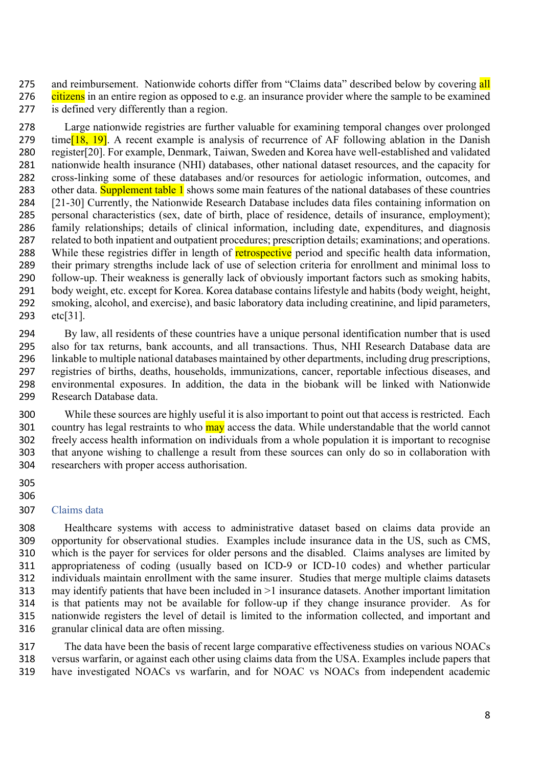and reimbursement. Nationwide cohorts differ from "Claims data" described below by covering all citizens in an entire region as opposed to e.g. an insurance provider where the sample to be examined is defined very differently than a region.

Large nationwide registries are further valuable for examining temporal changes over prolonged time[18, 19]. A recent example is analysis of recurrence of AF following ablation in the Danish register[20]. For example, Denmark, Taiwan, Sweden and Korea have well-established and validated nationwide health insurance (NHI) databases, other national dataset resources, and the capacity for cross-linking some of these databases and/or resources for aetiologic information, outcomes, and other data. Supplement table 1 shows some main features of the national databases of these countries [21-30] Currently, the Nationwide Research Database includes data files containing information on personal characteristics (sex, date of birth, place of residence, details of insurance, employment); family relationships; details of clinical information, including date, expenditures, and diagnosis related to both inpatient and outpatient procedures; prescription details; examinations; and operations. While these registries differ in length of retrospective period and specific health data information, their primary strengths include lack of use of selection criteria for enrollment and minimal loss to follow-up. Their weakness is generally lack of obviously important factors such as smoking habits, body weight, etc. except for Korea. Korea database contains lifestyle and habits (body weight, height, smoking, alcohol, and exercise), and basic laboratory data including creatinine, and lipid parameters, etc[31].

By law, all residents of these countries have a unique personal identification number that is used also for tax returns, bank accounts, and all transactions. Thus, NHI Research Database data are linkable to multiple national databases maintained by other departments, including drug prescriptions, registries of births, deaths, households, immunizations, cancer, reportable infectious diseases, and environmental exposures. In addition, the data in the biobank will be linked with Nationwide Research Database data.

While these sources are highly useful it is also important to point out that access is restricted. Each country has legal restraints to who may access the data. While understandable that the world cannot freely access health information on individuals from a whole population it is important to recognise that anyone wishing to challenge a result from these sources can only do so in collaboration with researchers with proper access authorisation.

## Claims data

Healthcare systems with access to administrative dataset based on claims data provide an opportunity for observational studies. Examples include insurance data in the US, such as CMS, which is the payer for services for older persons and the disabled. Claims analyses are limited by appropriateness of coding (usually based on ICD-9 or ICD-10 codes) and whether particular individuals maintain enrollment with the same insurer. Studies that merge multiple claims datasets may identify patients that have been included in >1 insurance datasets. Another important limitation is that patients may not be available for follow-up if they change insurance provider. As for nationwide registers the level of detail is limited to the information collected, and important and granular clinical data are often missing.

The data have been the basis of recent large comparative effectiveness studies on various NOACs versus warfarin, or against each other using claims data from the USA. Examples include papers that have investigated NOACs vs warfarin, and for NOAC vs NOACs from independent academic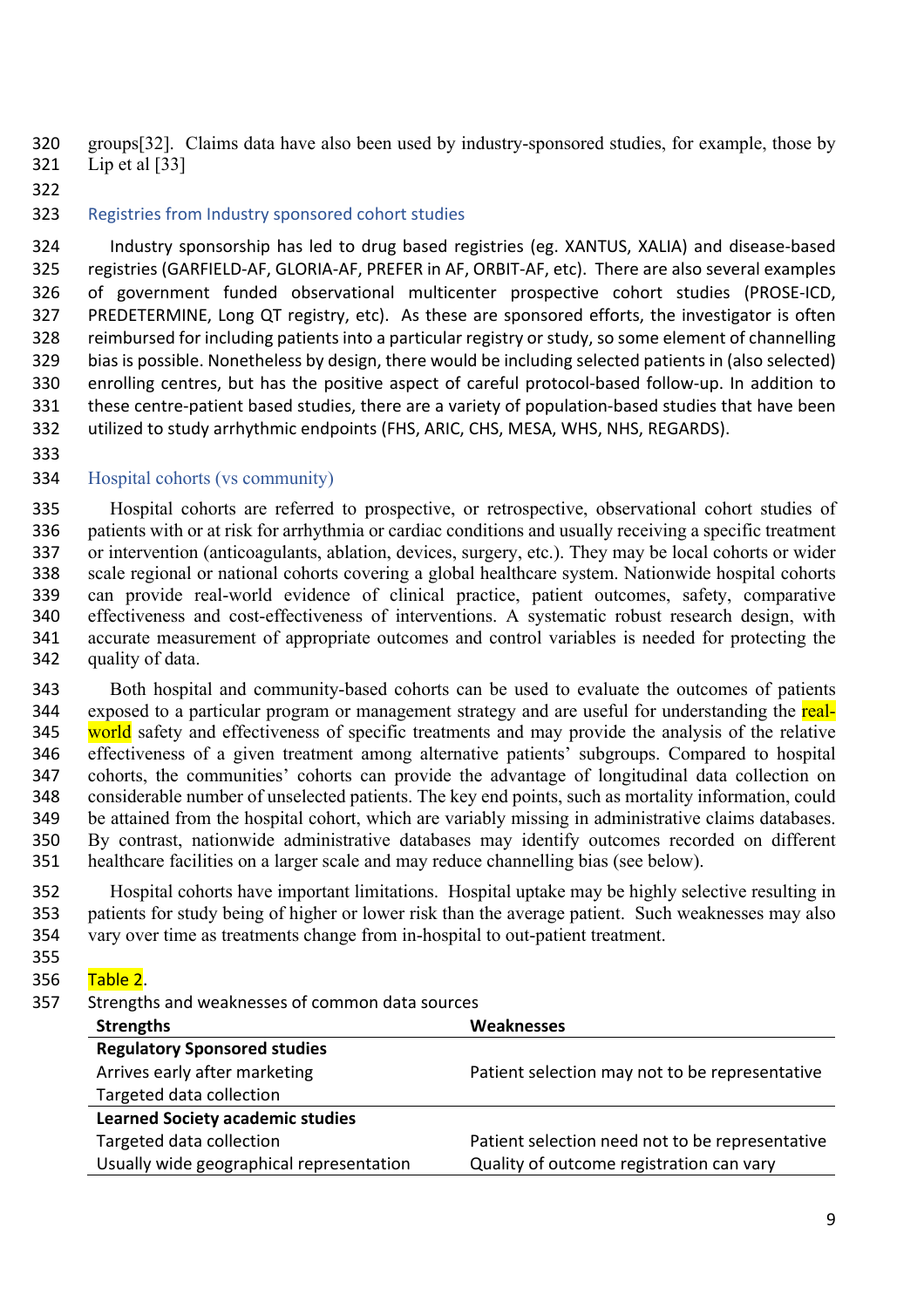groups[32]. Claims data have also been used by industry-sponsored studies, for example, those by Lip et al [33]

### Registries from Industry sponsored cohort studies

Industry sponsorship has led to drug based registries (eg. XANTUS, XALIA) and disease-based registries (GARFIELD-AF, GLORIA-AF, PREFER in AF, ORBIT-AF, etc). There are also several examples of government funded observational multicenter prospective cohort studies (PROSE-ICD, PREDETERMINE, Long QT registry, etc). As these are sponsored efforts, the investigator is often reimbursed for including patients into a particular registry or study, so some element of channelling bias is possible. Nonetheless by design, there would be including selected patients in (also selected) enrolling centres, but has the positive aspect of careful protocol-based follow-up. In addition to these centre-patient based studies, there are a variety of population-based studies that have been utilized to study arrhythmic endpoints (FHS, ARIC, CHS, MESA, WHS, NHS, REGARDS).

### Hospital cohorts (vs community)

Hospital cohorts are referred to prospective, or retrospective, observational cohort studies of patients with or at risk for arrhythmia or cardiac conditions and usually receiving a specific treatment or intervention (anticoagulants, ablation, devices, surgery, etc.). They may be local cohorts or wider scale regional or national cohorts covering a global healthcare system. Nationwide hospital cohorts can provide real-world evidence of clinical practice, patient outcomes, safety, comparative effectiveness and cost-effectiveness of interventions. A systematic robust research design, with accurate measurement of appropriate outcomes and control variables is needed for protecting the quality of data.

Both hospital and community-based cohorts can be used to evaluate the outcomes of patients exposed to a particular program or management strategy and are useful for understanding the real-world safety and effectiveness of specific treatments and may provide the analysis of the relative effectiveness of a given treatment among alternative patients' subgroups. Compared to hospital cohorts, the communities' cohorts can provide the advantage of longitudinal data collection on considerable number of unselected patients. The key end points, such as mortality information, could be attained from the hospital cohort, which are variably missing in administrative claims databases. By contrast, nationwide administrative databases may identify outcomes recorded on different healthcare facilities on a larger scale and may reduce channelling bias (see below).

Hospital cohorts have important limitations. Hospital uptake may be highly selective resulting in patients for study being of higher or lower risk than the average patient. Such weaknesses may also vary over time as treatments change from in-hospital to out-patient treatment.

Table 2.

Strengths and weaknesses of common data sources

| Strengths | Weaknesses |
|---|---|
| **Regulatory Sponsored studies** | |
| Arrives early after marketing | Patient selection may not to be representative |
| Targeted data collection | |
| **Learned Society academic studies** | |
| Targeted data collection | Patient selection need not to be representative |
| Usually wide geographical representation | Quality of outcome registration can vary |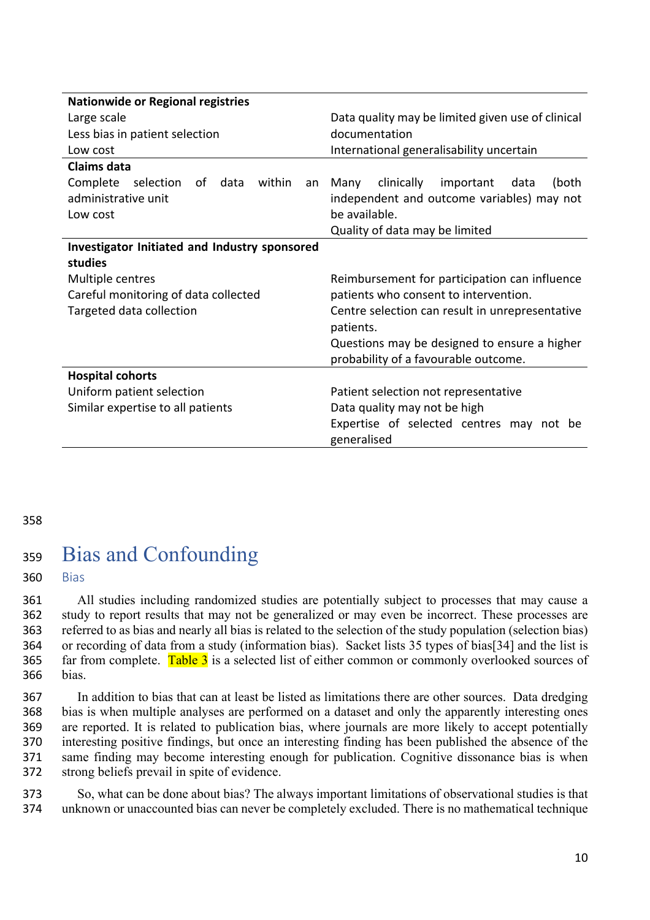| | |
|---|---|
| **Nationwide or Regional registries** | |
| Large scale<br>Less bias in patient selection<br>Low cost | Data quality may be limited given use of clinical documentation<br>International generalisability uncertain |
| **Claims data** | |
| Complete selection of data within an administrative unit<br>Low cost | Many clinically important data (both independent and outcome variables) may not be available.<br>Quality of data may be limited |
| **Investigator Initiated and Industry sponsored studies** | |
| Multiple centres<br>Careful monitoring of data collected<br>Targeted data collection | Reimbursement for participation can influence patients who consent to intervention.<br>Centre selection can result in unrepresentative patients.<br>Questions may be designed to ensure a higher probability of a favourable outcome. |
| **Hospital cohorts** | |
| Uniform patient selection<br>Similar expertise to all patients | Patient selection not representative<br>Data quality may not be high<br>Expertise of selected centres may not be generalised |

# Bias and Confounding

## Bias

All studies including randomized studies are potentially subject to processes that may cause a study to report results that may not be generalized or may even be incorrect. These processes are referred to as bias and nearly all bias is related to the selection of the study population (selection bias) or recording of data from a study (information bias). Sacket lists 35 types of bias[34] and the list is far from complete. Table 3 is a selected list of either common or commonly overlooked sources of bias.

In addition to bias that can at least be listed as limitations there are other sources. Data dredging bias is when multiple analyses are performed on a dataset and only the apparently interesting ones are reported. It is related to publication bias, where journals are more likely to accept potentially interesting positive findings, but once an interesting finding has been published the absence of the same finding may become interesting enough for publication. Cognitive dissonance bias is when strong beliefs prevail in spite of evidence.

So, what can be done about bias? The always important limitations of observational studies is that unknown or unaccounted bias can never be completely excluded. There is no mathematical technique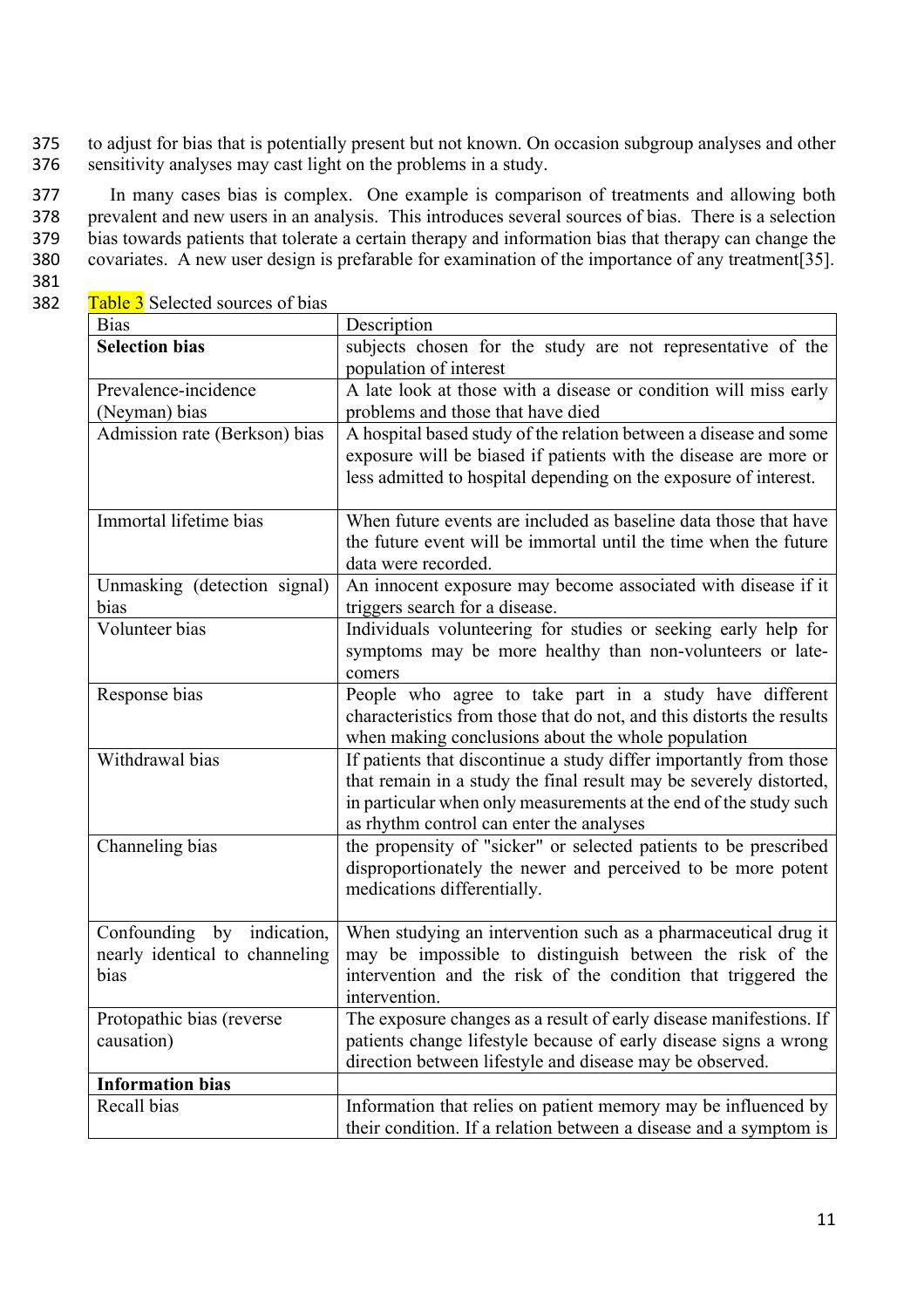to adjust for bias that is potentially present but not known. On occasion subgroup analyses and other sensitivity analyses may cast light on the problems in a study.

In many cases bias is complex. One example is comparison of treatments and allowing both prevalent and new users in an analysis. This introduces several sources of bias. There is a selection bias towards patients that tolerate a certain therapy and information bias that therapy can change the covariates. A new user design is prefarable for examination of the importance of any treatment[35].

Table 3 Selected sources of bias

| Bias | Description |
|---|---|
| **Selection bias** | subjects chosen for the study are not representative of the population of interest |
| Prevalence-incidence (Neyman) bias | A late look at those with a disease or condition will miss early problems and those that have died |
| Admission rate (Berkson) bias | A hospital based study of the relation between a disease and some exposure will be biased if patients with the disease are more or less admitted to hospital depending on the exposure of interest. |
| Immortal lifetime bias | When future events are included as baseline data those that have the future event will be immortal until the time when the future data were recorded. |
| Unmasking (detection signal) bias | An innocent exposure may become associated with disease if it triggers search for a disease. |
| Volunteer bias | Individuals volunteering for studies or seeking early help for symptoms may be more healthy than non-volunteers or late-comers |
| Response bias | People who agree to take part in a study have different characteristics from those that do not, and this distorts the results when making conclusions about the whole population |
| Withdrawal bias | If patients that discontinue a study differ importantly from those that remain in a study the final result may be severely distorted, in particular when only measurements at the end of the study such as rhythm control can enter the analyses |
| Channeling bias | the propensity of "sicker" or selected patients to be prescribed disproportionately the newer and perceived to be more potent medications differentially. |
| Confounding by indication, nearly identical to channeling bias | When studying an intervention such as a pharmaceutical drug it may be impossible to distinguish between the risk of the intervention and the risk of the condition that triggered the intervention. |
| Protopathic bias (reverse causation) | The exposure changes as a result of early disease manifestions. If patients change lifestyle because of early disease signs a wrong direction between lifestyle and disease may be observed. |
| **Information bias** | |
| Recall bias | Information that relies on patient memory may be influenced by their condition. If a relation between a disease and a symptom is |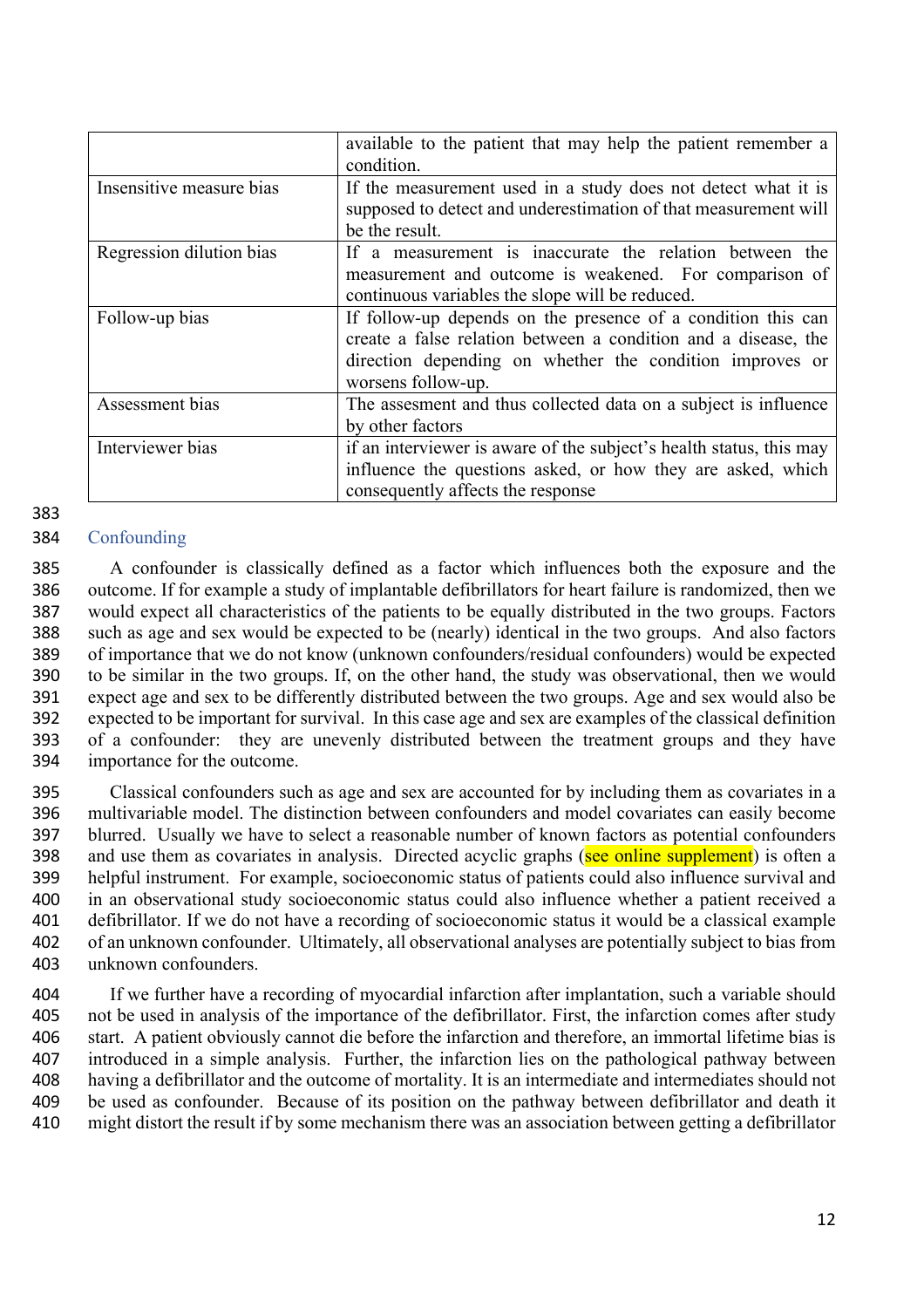|  |  |
|---|---|
|  | available to the patient that may help the patient remember a condition. |
| Insensitive measure bias | If the measurement used in a study does not detect what it is supposed to detect and underestimation of that measurement will be the result. |
| Regression dilution bias | If a measurement is inaccurate the relation between the measurement and outcome is weakened. For comparison of continuous variables the slope will be reduced. |
| Follow-up bias | If follow-up depends on the presence of a condition this can create a false relation between a condition and a disease, the direction depending on whether the condition improves or worsens follow-up. |
| Assessment bias | The assesment and thus collected data on a subject is influence by other factors |
| Interviewer bias | if an interviewer is aware of the subject's health status, this may influence the questions asked, or how they are asked, which consequently affects the response |

## Confounding

A confounder is classically defined as a factor which influences both the exposure and the outcome. If for example a study of implantable defibrillators for heart failure is randomized, then we would expect all characteristics of the patients to be equally distributed in the two groups. Factors such as age and sex would be expected to be (nearly) identical in the two groups. And also factors of importance that we do not know (unknown confounders/residual confounders) would be expected to be similar in the two groups. If, on the other hand, the study was observational, then we would expect age and sex to be differently distributed between the two groups. Age and sex would also be expected to be important for survival. In this case age and sex are examples of the classical definition of a confounder: they are unevenly distributed between the treatment groups and they have importance for the outcome.

Classical confounders such as age and sex are accounted for by including them as covariates in a multivariable model. The distinction between confounders and model covariates can easily become blurred. Usually we have to select a reasonable number of known factors as potential confounders and use them as covariates in analysis. Directed acyclic graphs (see online supplement) is often a helpful instrument. For example, socioeconomic status of patients could also influence survival and in an observational study socioeconomic status could also influence whether a patient received a defibrillator. If we do not have a recording of socioeconomic status it would be a classical example of an unknown confounder. Ultimately, all observational analyses are potentially subject to bias from unknown confounders.

If we further have a recording of myocardial infarction after implantation, such a variable should not be used in analysis of the importance of the defibrillator. First, the infarction comes after study start. A patient obviously cannot die before the infarction and therefore, an immortal lifetime bias is introduced in a simple analysis. Further, the infarction lies on the pathological pathway between having a defibrillator and the outcome of mortality. It is an intermediate and intermediates should not be used as confounder. Because of its position on the pathway between defibrillator and death it might distort the result if by some mechanism there was an association between getting a defibrillator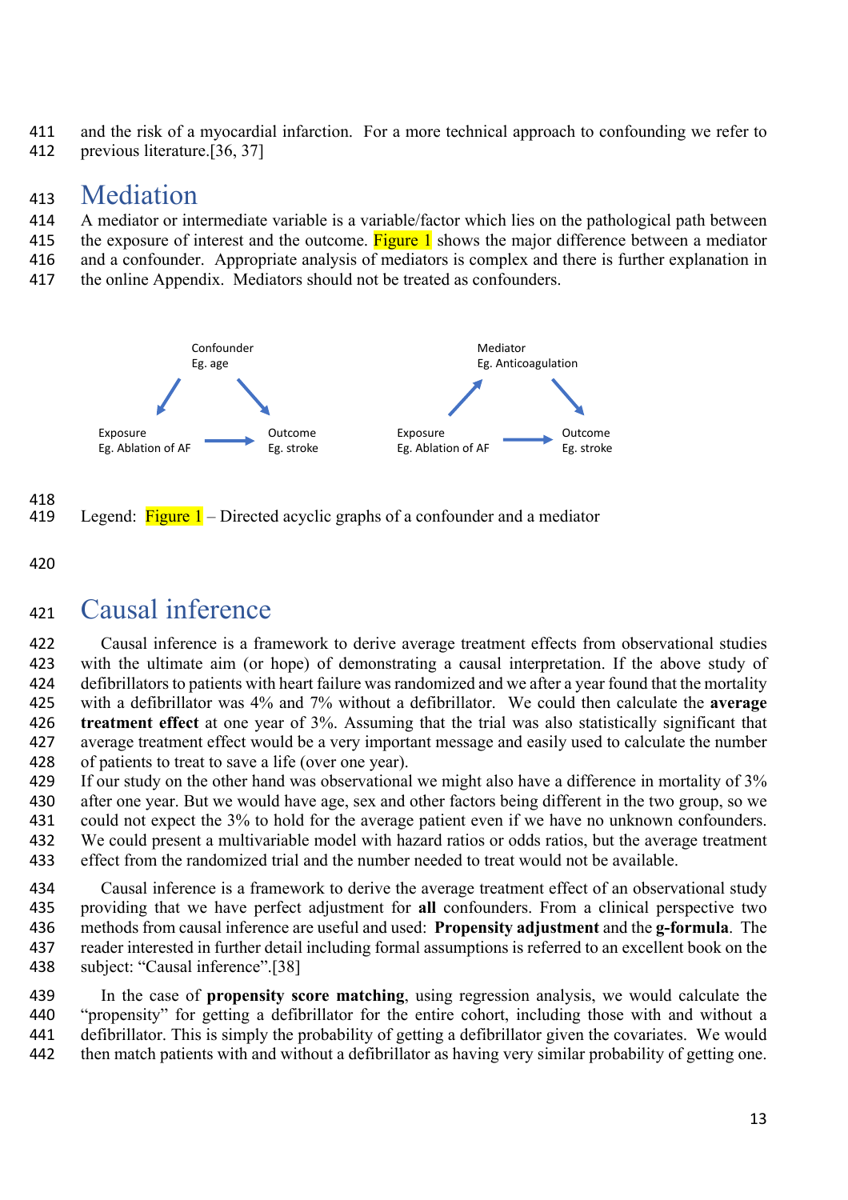and the risk of a myocardial infarction. For a more technical approach to confounding we refer to previous literature.[36, 37]

# Mediation

A mediator or intermediate variable is a variable/factor which lies on the pathological path between the exposure of interest and the outcome. Figure 1 shows the major difference between a mediator and a confounder. Appropriate analysis of mediators is complex and there is further explanation in the online Appendix. Mediators should not be treated as confounders.

Confounder
Eg. age

Exposure
Eg. Ablation of AF

Outcome
Eg. stroke

Mediator
Eg. Anticoagulation

Exposure
Eg. Ablation of AF

Outcome
Eg. stroke

Legend: Figure 1 – Directed acyclic graphs of a confounder and a mediator

# Causal inference

Causal inference is a framework to derive average treatment effects from observational studies with the ultimate aim (or hope) of demonstrating a causal interpretation. If the above study of defibrillators to patients with heart failure was randomized and we after a year found that the mortality with a defibrillator was 4% and 7% without a defibrillator. We could then calculate the **average treatment effect** at one year of 3%. Assuming that the trial was also statistically significant that average treatment effect would be a very important message and easily used to calculate the number of patients to treat to save a life (over one year).
If our study on the other hand was observational we might also have a difference in mortality of 3% after one year. But we would have age, sex and other factors being different in the two group, so we could not expect the 3% to hold for the average patient even if we have no unknown confounders. We could present a multivariable model with hazard ratios or odds ratios, but the average treatment effect from the randomized trial and the number needed to treat would not be available.

Causal inference is a framework to derive the average treatment effect of an observational study providing that we have perfect adjustment for **all** confounders. From a clinical perspective two methods from causal inference are useful and used: **Propensity adjustment** and the **g-formula**. The reader interested in further detail including formal assumptions is referred to an excellent book on the subject: "Causal inference".[38]

In the case of **propensity score matching**, using regression analysis, we would calculate the "propensity" for getting a defibrillator for the entire cohort, including those with and without a defibrillator. This is simply the probability of getting a defibrillator given the covariates. We would then match patients with and without a defibrillator as having very similar probability of getting one.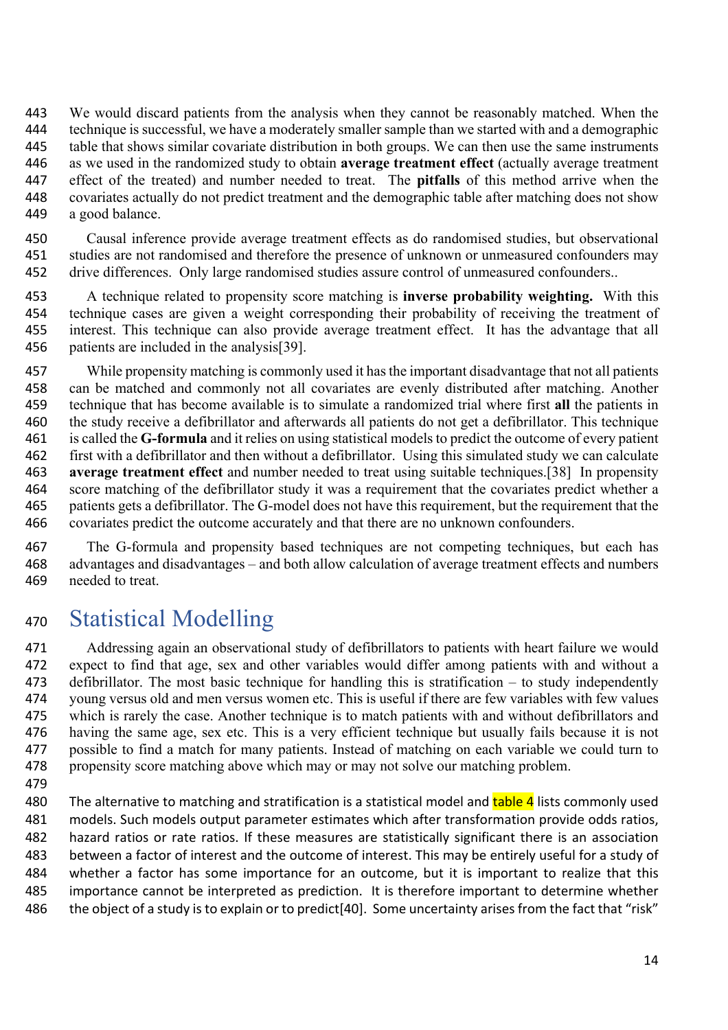We would discard patients from the analysis when they cannot be reasonably matched. When the technique is successful, we have a moderately smaller sample than we started with and a demographic table that shows similar covariate distribution in both groups. We can then use the same instruments as we used in the randomized study to obtain **average treatment effect** (actually average treatment effect of the treated) and number needed to treat. The **pitfalls** of this method arrive when the covariates actually do not predict treatment and the demographic table after matching does not show a good balance.

Causal inference provide average treatment effects as do randomised studies, but observational studies are not randomised and therefore the presence of unknown or unmeasured confounders may drive differences. Only large randomised studies assure control of unmeasured confounders..

A technique related to propensity score matching is **inverse probability weighting.** With this technique cases are given a weight corresponding their probability of receiving the treatment of interest. This technique can also provide average treatment effect. It has the advantage that all patients are included in the analysis[39].

While propensity matching is commonly used it has the important disadvantage that not all patients can be matched and commonly not all covariates are evenly distributed after matching. Another technique that has become available is to simulate a randomized trial where first **all** the patients in the study receive a defibrillator and afterwards all patients do not get a defibrillator. This technique is called the **G-formula** and it relies on using statistical models to predict the outcome of every patient first with a defibrillator and then without a defibrillator. Using this simulated study we can calculate **average treatment effect** and number needed to treat using suitable techniques.[38] In propensity score matching of the defibrillator study it was a requirement that the covariates predict whether a patients gets a defibrillator. The G-model does not have this requirement, but the requirement that the covariates predict the outcome accurately and that there are no unknown confounders.

The G-formula and propensity based techniques are not competing techniques, but each has advantages and disadvantages – and both allow calculation of average treatment effects and numbers needed to treat.

# Statistical Modelling

Addressing again an observational study of defibrillators to patients with heart failure we would expect to find that age, sex and other variables would differ among patients with and without a defibrillator. The most basic technique for handling this is stratification – to study independently young versus old and men versus women etc. This is useful if there are few variables with few values which is rarely the case. Another technique is to match patients with and without defibrillators and having the same age, sex etc. This is a very efficient technique but usually fails because it is not possible to find a match for many patients. Instead of matching on each variable we could turn to propensity score matching above which may or may not solve our matching problem.

The alternative to matching and stratification is a statistical model and table 4 lists commonly used models. Such models output parameter estimates which after transformation provide odds ratios, hazard ratios or rate ratios. If these measures are statistically significant there is an association between a factor of interest and the outcome of interest. This may be entirely useful for a study of whether a factor has some importance for an outcome, but it is important to realize that this importance cannot be interpreted as prediction. It is therefore important to determine whether the object of a study is to explain or to predict[40]. Some uncertainty arises from the fact that "risk"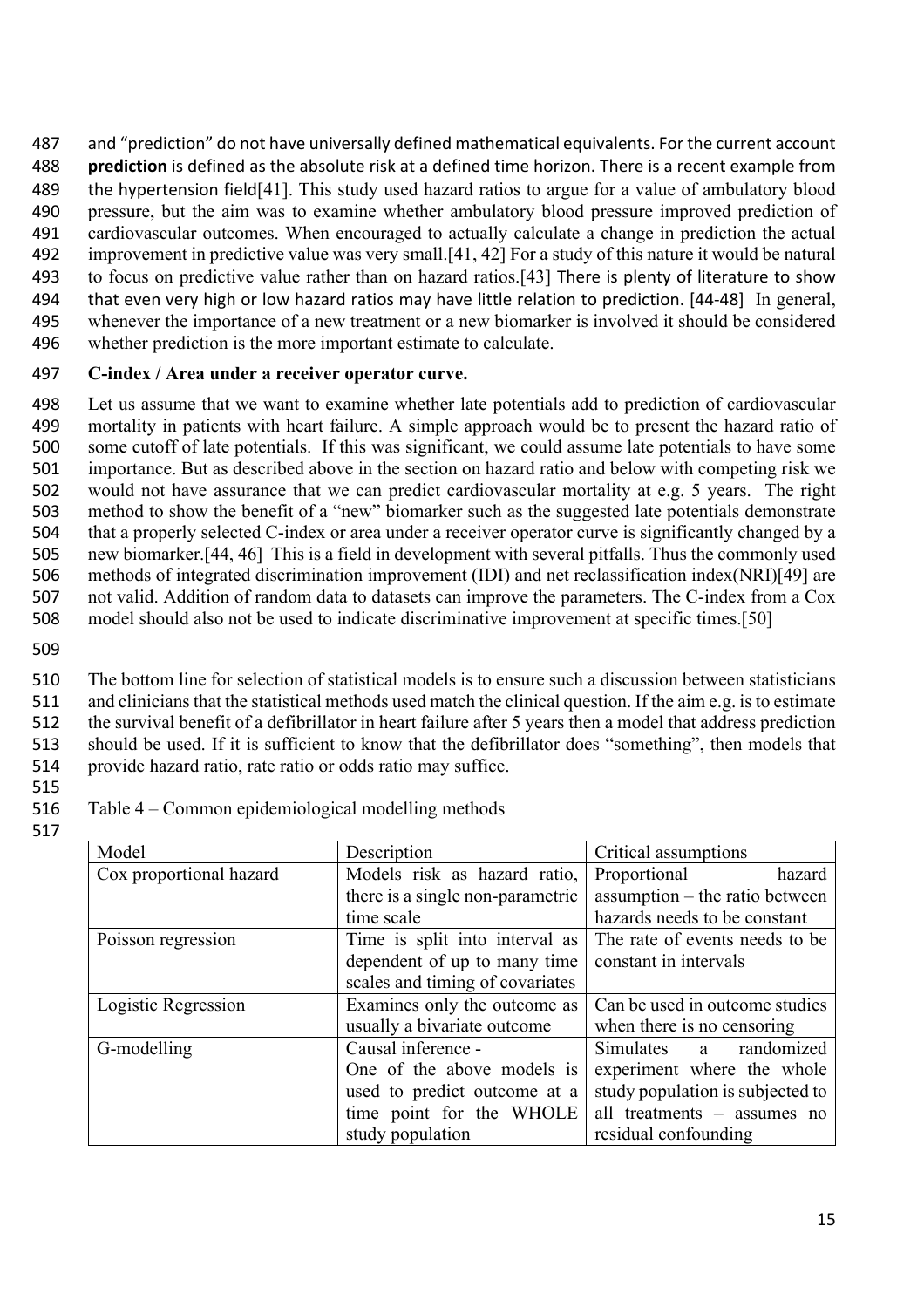and “prediction” do not have universally defined mathematical equivalents. For the current account **prediction** is defined as the absolute risk at a defined time horizon. There is a recent example from the hypertension field[41]. This study used hazard ratios to argue for a value of ambulatory blood pressure, but the aim was to examine whether ambulatory blood pressure improved prediction of cardiovascular outcomes. When encouraged to actually calculate a change in prediction the actual improvement in predictive value was very small.[41, 42] For a study of this nature it would be natural to focus on predictive value rather than on hazard ratios.[43] There is plenty of literature to show that even very high or low hazard ratios may have little relation to prediction. [44-48] In general, whenever the importance of a new treatment or a new biomarker is involved it should be considered whether prediction is the more important estimate to calculate.

**C-index / Area under a receiver operator curve.**

Let us assume that we want to examine whether late potentials add to prediction of cardiovascular mortality in patients with heart failure. A simple approach would be to present the hazard ratio of some cutoff of late potentials. If this was significant, we could assume late potentials to have some importance. But as described above in the section on hazard ratio and below with competing risk we would not have assurance that we can predict cardiovascular mortality at e.g. 5 years. The right method to show the benefit of a “new” biomarker such as the suggested late potentials demonstrate that a properly selected C-index or area under a receiver operator curve is significantly changed by a new biomarker.[44, 46] This is a field in development with several pitfalls. Thus the commonly used methods of integrated discrimination improvement (IDI) and net reclassification index(NRI)[49] are not valid. Addition of random data to datasets can improve the parameters. The C-index from a Cox model should also not be used to indicate discriminative improvement at specific times.[50]

The bottom line for selection of statistical models is to ensure such a discussion between statisticians and clinicians that the statistical methods used match the clinical question. If the aim e.g. is to estimate the survival benefit of a defibrillator in heart failure after 5 years then a model that address prediction should be used. If it is sufficient to know that the defibrillator does “something”, then models that provide hazard ratio, rate ratio or odds ratio may suffice.

Table 4 – Common epidemiological modelling methods

| Model | Description | Critical assumptions |
|---|---|---|
| Cox proportional hazard | Models risk as hazard ratio, there is a single non-parametric time scale | Proportional hazard assumption – the ratio between hazards needs to be constant |
| Poisson regression | Time is split into interval as dependent of up to many time scales and timing of covariates | The rate of events needs to be constant in intervals |
| Logistic Regression | Examines only the outcome as usually a bivariate outcome | Can be used in outcome studies when there is no censoring |
| G-modelling | Causal inference - One of the above models is used to predict outcome at a time point for the WHOLE study population | Simulates a randomized experiment where the whole study population is subjected to all treatments – assumes no residual confounding |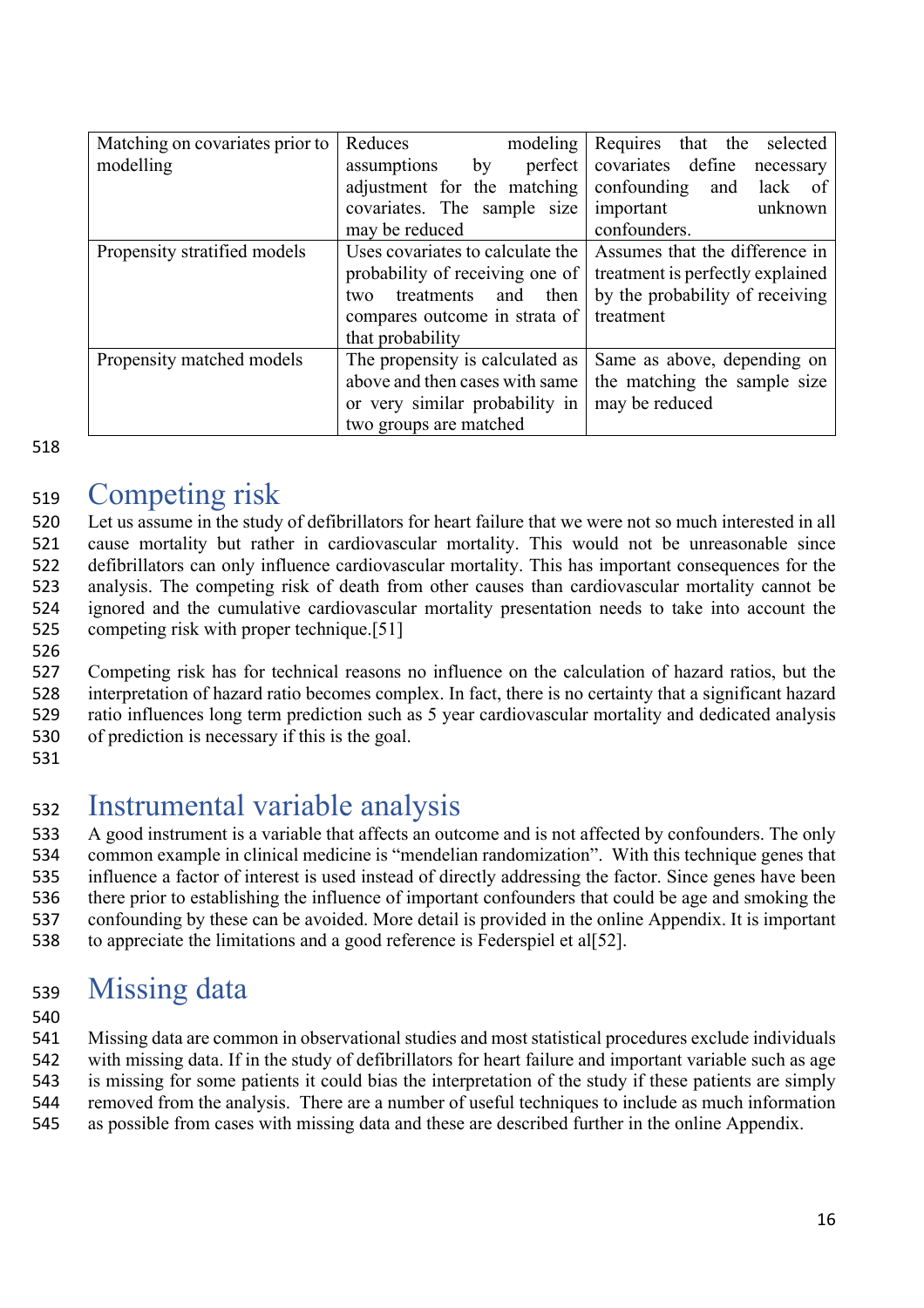| | | |
|---|---|---|
| Matching on covariates prior to modelling | Reduces modeling assumptions by perfect adjustment for the matching covariates. The sample size may be reduced | Requires that the selected covariates define necessary confounding and lack of important unknown confounders. |
| Propensity stratified models | Uses covariates to calculate the probability of receiving one of two treatments and then compares outcome in strata of that probability | Assumes that the difference in treatment is perfectly explained by the probability of receiving treatment |
| Propensity matched models | The propensity is calculated as above and then cases with same or very similar probability in two groups are matched | Same as above, depending on the matching the sample size may be reduced |

# Competing risk

Let us assume in the study of defibrillators for heart failure that we were not so much interested in all cause mortality but rather in cardiovascular mortality. This would not be unreasonable since defibrillators can only influence cardiovascular mortality. This has important consequences for the analysis. The competing risk of death from other causes than cardiovascular mortality cannot be ignored and the cumulative cardiovascular mortality presentation needs to take into account the competing risk with proper technique.[51]

Competing risk has for technical reasons no influence on the calculation of hazard ratios, but the interpretation of hazard ratio becomes complex. In fact, there is no certainty that a significant hazard ratio influences long term prediction such as 5 year cardiovascular mortality and dedicated analysis of prediction is necessary if this is the goal.

# Instrumental variable analysis

A good instrument is a variable that affects an outcome and is not affected by confounders. The only common example in clinical medicine is "mendelian randomization". With this technique genes that influence a factor of interest is used instead of directly addressing the factor. Since genes have been there prior to establishing the influence of important confounders that could be age and smoking the confounding by these can be avoided. More detail is provided in the online Appendix. It is important to appreciate the limitations and a good reference is Federspiel et al[52].

# Missing data

Missing data are common in observational studies and most statistical procedures exclude individuals with missing data. If in the study of defibrillators for heart failure and important variable such as age is missing for some patients it could bias the interpretation of the study if these patients are simply removed from the analysis. There are a number of useful techniques to include as much information as possible from cases with missing data and these are described further in the online Appendix.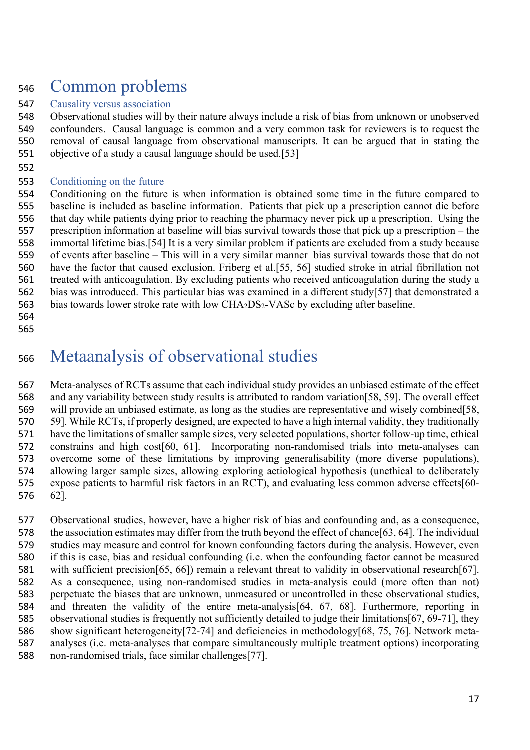# Common problems

## Causality versus association

Observational studies will by their nature always include a risk of bias from unknown or unobserved confounders. Causal language is common and a very common task for reviewers is to request the removal of causal language from observational manuscripts. It can be argued that in stating the objective of a study a causal language should be used.[53]

## Conditioning on the future

Conditioning on the future is when information is obtained some time in the future compared to baseline is included as baseline information. Patients that pick up a prescription cannot die before that day while patients dying prior to reaching the pharmacy never pick up a prescription. Using the prescription information at baseline will bias survival towards those that pick up a prescription – the immortal lifetime bias.[54] It is a very similar problem if patients are excluded from a study because of events after baseline – This will in a very similar manner bias survival towards those that do not have the factor that caused exclusion. Friberg et al.[55, 56] studied stroke in atrial fibrillation not treated with anticoagulation. By excluding patients who received anticoagulation during the study a bias was introduced. This particular bias was examined in a different study[57] that demonstrated a bias towards lower stroke rate with low $CHA_2DS_2$-VASc by excluding after baseline.

# Metaanalysis of observational studies

Meta-analyses of RCTs assume that each individual study provides an unbiased estimate of the effect and any variability between study results is attributed to random variation[58, 59]. The overall effect will provide an unbiased estimate, as long as the studies are representative and wisely combined[58, 59]. While RCTs, if properly designed, are expected to have a high internal validity, they traditionally have the limitations of smaller sample sizes, very selected populations, shorter follow-up time, ethical constrains and high cost[60, 61]. Incorporating non-randomised trials into meta-analyses can overcome some of these limitations by improving generalisability (more diverse populations), allowing larger sample sizes, allowing exploring aetiological hypothesis (unethical to deliberately expose patients to harmful risk factors in an RCT), and evaluating less common adverse effects[60-62].

Observational studies, however, have a higher risk of bias and confounding and, as a consequence, the association estimates may differ from the truth beyond the effect of chance[63, 64]. The individual studies may measure and control for known confounding factors during the analysis. However, even if this is case, bias and residual confounding (i.e. when the confounding factor cannot be measured with sufficient precision[65, 66]) remain a relevant threat to validity in observational research[67]. As a consequence, using non-randomised studies in meta-analysis could (more often than not) perpetuate the biases that are unknown, unmeasured or uncontrolled in these observational studies, and threaten the validity of the entire meta-analysis[64, 67, 68]. Furthermore, reporting in observational studies is frequently not sufficiently detailed to judge their limitations[67, 69-71], they show significant heterogeneity[72-74] and deficiencies in methodology[68, 75, 76]. Network meta-analyses (i.e. meta-analyses that compare simultaneously multiple treatment options) incorporating non-randomised trials, face similar challenges[77].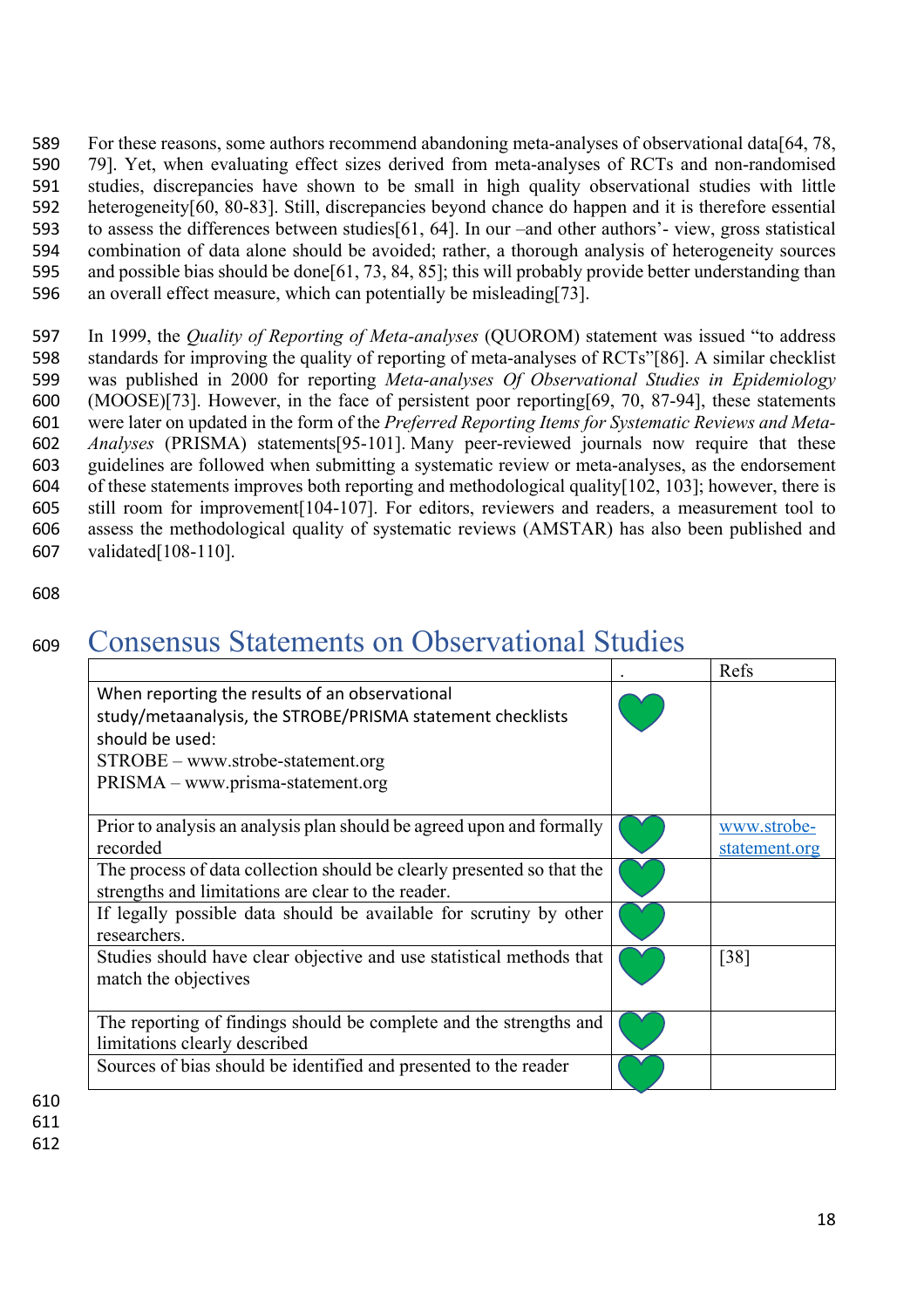For these reasons, some authors recommend abandoning meta-analyses of observational data[64, 78, 79]. Yet, when evaluating effect sizes derived from meta-analyses of RCTs and non-randomised studies, discrepancies have shown to be small in high quality observational studies with little heterogeneity[60, 80-83]. Still, discrepancies beyond chance do happen and it is therefore essential to assess the differences between studies[61, 64]. In our –and other authors'- view, gross statistical combination of data alone should be avoided; rather, a thorough analysis of heterogeneity sources and possible bias should be done[61, 73, 84, 85]; this will probably provide better understanding than an overall effect measure, which can potentially be misleading[73].

In 1999, the *Quality of Reporting of Meta-analyses* (QUOROM) statement was issued "to address standards for improving the quality of reporting of meta-analyses of RCTs"[86]. A similar checklist was published in 2000 for reporting *Meta-analyses Of Observational Studies in Epidemiology* (MOOSE)[73]. However, in the face of persistent poor reporting[69, 70, 87-94], these statements were later on updated in the form of the *Preferred Reporting Items for Systematic Reviews and Meta-Analyses* (PRISMA) statements[95-101]. Many peer-reviewed journals now require that these guidelines are followed when submitting a systematic review or meta-analyses, as the endorsement of these statements improves both reporting and methodological quality[102, 103]; however, there is still room for improvement[104-107]. For editors, reviewers and readers, a measurement tool to assess the methodological quality of systematic reviews (AMSTAR) has also been published and validated[108-110].

# Consensus Statements on Observational Studies

| | . | Refs |
|---|---|---|
| When reporting the results of an observational study/metaanalysis, the STROBE/PRISMA statement checklists should be used:<br>STROBE – www.strobe-statement.org<br>PRISMA – www.prisma-statement.org | ♥ | |
| Prior to analysis an analysis plan should be agreed upon and formally recorded | ♥ | www.strobe-statement.org |
| The process of data collection should be clearly presented so that the strengths and limitations are clear to the reader. | ♥ | |
| If legally possible data should be available for scrutiny by other researchers. | ♥ | |
| Studies should have clear objective and use statistical methods that match the objectives | ♥ | [38] |
| The reporting of findings should be complete and the strengths and limitations clearly described | ♥ | |
| Sources of bias should be identified and presented to the reader | ♥ | |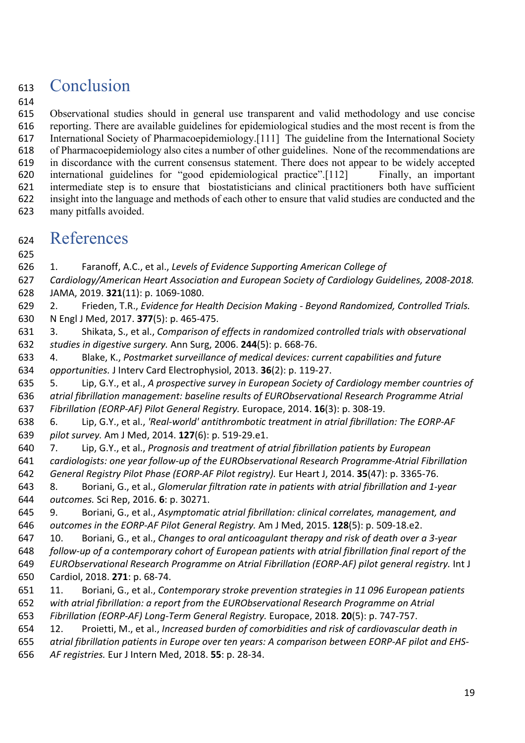# Conclusion

Observational studies should in general use transparent and valid methodology and use concise reporting. There are available guidelines for epidemiological studies and the most recent is from the International Society of Pharmacoepidemiology.[111] The guideline from the International Society of Pharmacoepidemiology also cites a number of other guidelines. None of the recommendations are in discordance with the current consensus statement. There does not appear to be widely accepted international guidelines for "good epidemiological practice".[112] Finally, an important intermediate step is to ensure that biostatisticians and clinical practitioners both have sufficient insight into the language and methods of each other to ensure that valid studies are conducted and the many pitfalls avoided.

# References

1. Faranoff, A.C., et al., *Levels of Evidence Supporting American College of Cardiology/American Heart Association and European Society of Cardiology Guidelines, 2008-2018.* JAMA, 2019. **321**(11): p. 1069-1080.
2. Frieden, T.R., *Evidence for Health Decision Making - Beyond Randomized, Controlled Trials.* N Engl J Med, 2017. **377**(5): p. 465-475.
3. Shikata, S., et al., *Comparison of effects in randomized controlled trials with observational studies in digestive surgery.* Ann Surg, 2006. **244**(5): p. 668-76.
4. Blake, K., *Postmarket surveillance of medical devices: current capabilities and future opportunities.* J Interv Card Electrophysiol, 2013. **36**(2): p. 119-27.
5. Lip, G.Y., et al., *A prospective survey in European Society of Cardiology member countries of atrial fibrillation management: baseline results of EURObservational Research Programme Atrial Fibrillation (EORP-AF) Pilot General Registry.* Europace, 2014. **16**(3): p. 308-19.
6. Lip, G.Y., et al., *'Real-world' antithrombotic treatment in atrial fibrillation: The EORP-AF pilot survey.* Am J Med, 2014. **127**(6): p. 519-29.e1.
7. Lip, G.Y., et al., *Prognosis and treatment of atrial fibrillation patients by European cardiologists: one year follow-up of the EURObservational Research Programme-Atrial Fibrillation General Registry Pilot Phase (EORP-AF Pilot registry).* Eur Heart J, 2014. **35**(47): p. 3365-76.
8. Boriani, G., et al., *Glomerular filtration rate in patients with atrial fibrillation and 1-year outcomes.* Sci Rep, 2016. **6**: p. 30271.
9. Boriani, G., et al., *Asymptomatic atrial fibrillation: clinical correlates, management, and outcomes in the EORP-AF Pilot General Registry.* Am J Med, 2015. **128**(5): p. 509-18.e2.
10. Boriani, G., et al., *Changes to oral anticoagulant therapy and risk of death over a 3-year follow-up of a contemporary cohort of European patients with atrial fibrillation final report of the EURObservational Research Programme on Atrial Fibrillation (EORP-AF) pilot general registry.* Int J Cardiol, 2018. **271**: p. 68-74.
11. Boriani, G., et al., *Contemporary stroke prevention strategies in 11 096 European patients with atrial fibrillation: a report from the EURObservational Research Programme on Atrial Fibrillation (EORP-AF) Long-Term General Registry.* Europace, 2018. **20**(5): p. 747-757.
12. Proietti, M., et al., *Increased burden of comorbidities and risk of cardiovascular death in atrial fibrillation patients in Europe over ten years: A comparison between EORP-AF pilot and EHS-AF registries.* Eur J Intern Med, 2018. **55**: p. 28-34.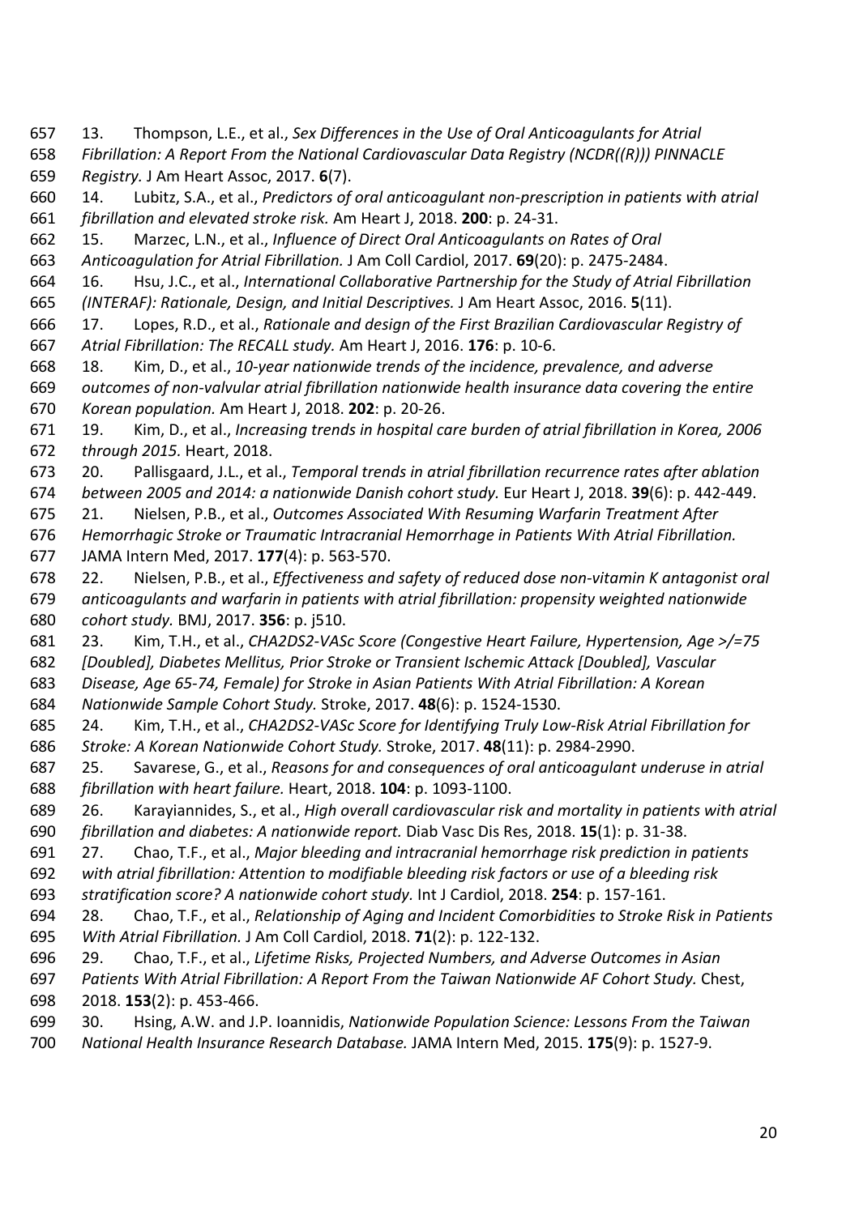13. Thompson, L.E., et al., *Sex Differences in the Use of Oral Anticoagulants for Atrial Fibrillation: A Report From the National Cardiovascular Data Registry (NCDR((R))) PINNACLE Registry.* J Am Heart Assoc, 2017. **6**(7).
14. Lubitz, S.A., et al., *Predictors of oral anticoagulant non-prescription in patients with atrial fibrillation and elevated stroke risk.* Am Heart J, 2018. **200**: p. 24-31.
15. Marzec, L.N., et al., *Influence of Direct Oral Anticoagulants on Rates of Oral Anticoagulation for Atrial Fibrillation.* J Am Coll Cardiol, 2017. **69**(20): p. 2475-2484.
16. Hsu, J.C., et al., *International Collaborative Partnership for the Study of Atrial Fibrillation (INTERAF): Rationale, Design, and Initial Descriptives.* J Am Heart Assoc, 2016. **5**(11).
17. Lopes, R.D., et al., *Rationale and design of the First Brazilian Cardiovascular Registry of Atrial Fibrillation: The RECALL study.* Am Heart J, 2016. **176**: p. 10-6.
18. Kim, D., et al., *10-year nationwide trends of the incidence, prevalence, and adverse outcomes of non-valvular atrial fibrillation nationwide health insurance data covering the entire Korean population.* Am Heart J, 2018. **202**: p. 20-26.
19. Kim, D., et al., *Increasing trends in hospital care burden of atrial fibrillation in Korea, 2006 through 2015.* Heart, 2018.
20. Pallisgaard, J.L., et al., *Temporal trends in atrial fibrillation recurrence rates after ablation between 2005 and 2014: a nationwide Danish cohort study.* Eur Heart J, 2018. **39**(6): p. 442-449.
21. Nielsen, P.B., et al., *Outcomes Associated With Resuming Warfarin Treatment After Hemorrhagic Stroke or Traumatic Intracranial Hemorrhage in Patients With Atrial Fibrillation.* JAMA Intern Med, 2017. **177**(4): p. 563-570.
22. Nielsen, P.B., et al., *Effectiveness and safety of reduced dose non-vitamin K antagonist oral anticoagulants and warfarin in patients with atrial fibrillation: propensity weighted nationwide cohort study.* BMJ, 2017. **356**: p. j510.
23. Kim, T.H., et al., *CHA2DS2-VASc Score (Congestive Heart Failure, Hypertension, Age >/=75 [Doubled], Diabetes Mellitus, Prior Stroke or Transient Ischemic Attack [Doubled], Vascular Disease, Age 65-74, Female) for Stroke in Asian Patients With Atrial Fibrillation: A Korean Nationwide Sample Cohort Study.* Stroke, 2017. **48**(6): p. 1524-1530.
24. Kim, T.H., et al., *CHA2DS2-VASc Score for Identifying Truly Low-Risk Atrial Fibrillation for Stroke: A Korean Nationwide Cohort Study.* Stroke, 2017. **48**(11): p. 2984-2990.
25. Savarese, G., et al., *Reasons for and consequences of oral anticoagulant underuse in atrial fibrillation with heart failure.* Heart, 2018. **104**: p. 1093-1100.
26. Karayiannides, S., et al., *High overall cardiovascular risk and mortality in patients with atrial fibrillation and diabetes: A nationwide report.* Diab Vasc Dis Res, 2018. **15**(1): p. 31-38.
27. Chao, T.F., et al., *Major bleeding and intracranial hemorrhage risk prediction in patients with atrial fibrillation: Attention to modifiable bleeding risk factors or use of a bleeding risk stratification score? A nationwide cohort study.* Int J Cardiol, 2018. **254**: p. 157-161.
28. Chao, T.F., et al., *Relationship of Aging and Incident Comorbidities to Stroke Risk in Patients With Atrial Fibrillation.* J Am Coll Cardiol, 2018. **71**(2): p. 122-132.
29. Chao, T.F., et al., *Lifetime Risks, Projected Numbers, and Adverse Outcomes in Asian Patients With Atrial Fibrillation: A Report From the Taiwan Nationwide AF Cohort Study.* Chest, 2018. **153**(2): p. 453-466.
30. Hsing, A.W. and J.P. Ioannidis, *Nationwide Population Science: Lessons From the Taiwan National Health Insurance Research Database.* JAMA Intern Med, 2015. **175**(9): p. 1527-9.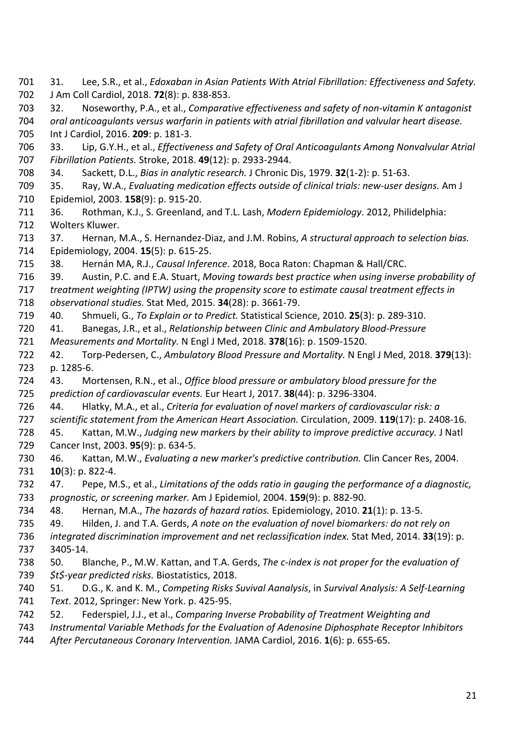31. Lee, S.R., et al., *Edoxaban in Asian Patients With Atrial Fibrillation: Effectiveness and Safety.* J Am Coll Cardiol, 2018. **72**(8): p. 838-853.
32. Noseworthy, P.A., et al., *Comparative effectiveness and safety of non-vitamin K antagonist oral anticoagulants versus warfarin in patients with atrial fibrillation and valvular heart disease.* Int J Cardiol, 2016. **209**: p. 181-3.
33. Lip, G.Y.H., et al., *Effectiveness and Safety of Oral Anticoagulants Among Nonvalvular Atrial Fibrillation Patients.* Stroke, 2018. **49**(12): p. 2933-2944.
34. Sackett, D.L., *Bias in analytic research.* J Chronic Dis, 1979. **32**(1-2): p. 51-63.
35. Ray, W.A., *Evaluating medication effects outside of clinical trials: new-user designs.* Am J Epidemiol, 2003. **158**(9): p. 915-20.
36. Rothman, K.J., S. Greenland, and T.L. Lash, *Modern Epidemiology*. 2012, Philidelphia: Wolters Kluwer.
37. Hernan, M.A., S. Hernandez-Diaz, and J.M. Robins, *A structural approach to selection bias.* Epidemiology, 2004. **15**(5): p. 615-25.
38. Hernán MA, R.J., *Causal Inference*. 2018, Boca Raton: Chapman & Hall/CRC.
39. Austin, P.C. and E.A. Stuart, *Moving towards best practice when using inverse probability of treatment weighting (IPTW) using the propensity score to estimate causal treatment effects in observational studies.* Stat Med, 2015. **34**(28): p. 3661-79.
40. Shmueli, G., *To Explain or to Predict.* Statistical Science, 2010. **25**(3): p. 289-310.
41. Banegas, J.R., et al., *Relationship between Clinic and Ambulatory Blood-Pressure Measurements and Mortality.* N Engl J Med, 2018. **378**(16): p. 1509-1520.
42. Torp-Pedersen, C., *Ambulatory Blood Pressure and Mortality.* N Engl J Med, 2018. **379**(13): p. 1285-6.
43. Mortensen, R.N., et al., *Office blood pressure or ambulatory blood pressure for the prediction of cardiovascular events.* Eur Heart J, 2017. **38**(44): p. 3296-3304.
44. Hlatky, M.A., et al., *Criteria for evaluation of novel markers of cardiovascular risk: a scientific statement from the American Heart Association.* Circulation, 2009. **119**(17): p. 2408-16.
45. Kattan, M.W., *Judging new markers by their ability to improve predictive accuracy.* J Natl Cancer Inst, 2003. **95**(9): p. 634-5.
46. Kattan, M.W., *Evaluating a new marker's predictive contribution.* Clin Cancer Res, 2004. **10**(3): p. 822-4.
47. Pepe, M.S., et al., *Limitations of the odds ratio in gauging the performance of a diagnostic, prognostic, or screening marker.* Am J Epidemiol, 2004. **159**(9): p. 882-90.
48. Hernan, M.A., *The hazards of hazard ratios.* Epidemiology, 2010. **21**(1): p. 13-5.
49. Hilden, J. and T.A. Gerds, *A note on the evaluation of novel biomarkers: do not rely on integrated discrimination improvement and net reclassification index.* Stat Med, 2014. **33**(19): p. 3405-14.
50. Blanche, P., M.W. Kattan, and T.A. Gerds, *The c-index is not proper for the evaluation of $t$-year predicted risks.* Biostatistics, 2018.
51. D.G., K. and K. M., *Competing Risks Suvival Aanalysis*, in *Survival Analysis: A Self-Learning Text*. 2012, Springer: New York. p. 425-95.
52. Federspiel, J.J., et al., *Comparing Inverse Probability of Treatment Weighting and Instrumental Variable Methods for the Evaluation of Adenosine Diphosphate Receptor Inhibitors After Percutaneous Coronary Intervention.* JAMA Cardiol, 2016. **1**(6): p. 655-65.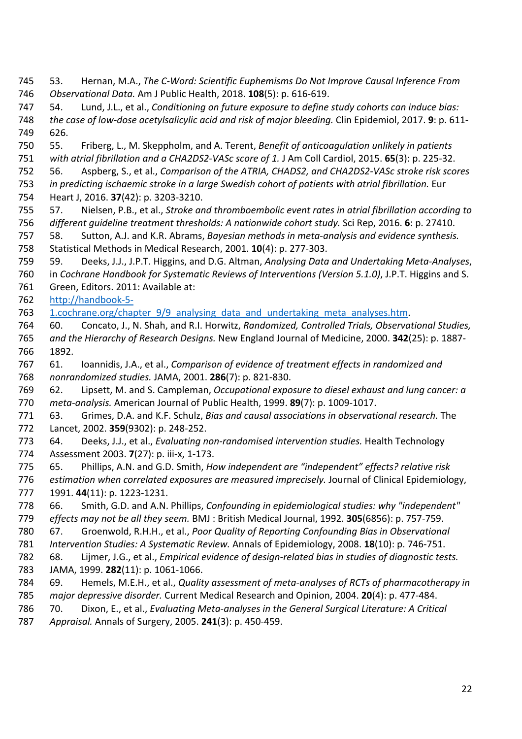53. Hernan, M.A., *The C-Word: Scientific Euphemisms Do Not Improve Causal Inference From Observational Data.* Am J Public Health, 2018. **108**(5): p. 616-619.
54. Lund, J.L., et al., *Conditioning on future exposure to define study cohorts can induce bias: the case of low-dose acetylsalicylic acid and risk of major bleeding.* Clin Epidemiol, 2017. **9**: p. 611-626.
55. Friberg, L., M. Skeppholm, and A. Terent, *Benefit of anticoagulation unlikely in patients with atrial fibrillation and a CHA2DS2-VASc score of 1.* J Am Coll Cardiol, 2015. **65**(3): p. 225-32.
56. Aspberg, S., et al., *Comparison of the ATRIA, CHADS2, and CHA2DS2-VASc stroke risk scores in predicting ischaemic stroke in a large Swedish cohort of patients with atrial fibrillation.* Eur Heart J, 2016. **37**(42): p. 3203-3210.
57. Nielsen, P.B., et al., *Stroke and thromboembolic event rates in atrial fibrillation according to different guideline treatment thresholds: A nationwide cohort study.* Sci Rep, 2016. **6**: p. 27410.
58. Sutton, A.J. and K.R. Abrams, *Bayesian methods in meta-analysis and evidence synthesis.* Statistical Methods in Medical Research, 2001. **10**(4): p. 277-303.
59. Deeks, J.J., J.P.T. Higgins, and D.G. Altman, *Analysing Data and Undertaking Meta-Analyses*, in *Cochrane Handbook for Systematic Reviews of Interventions (Version 5.1.0)*, J.P.T. Higgins and S. Green, Editors. 2011: Available at: http://handbook-5-1.cochrane.org/chapter_9/9_analysing_data_and_undertaking_meta_analyses.htm.
60. Concato, J., N. Shah, and R.I. Horwitz, *Randomized, Controlled Trials, Observational Studies, and the Hierarchy of Research Designs.* New England Journal of Medicine, 2000. **342**(25): p. 1887-1892.
61. Ioannidis, J.A., et al., *Comparison of evidence of treatment effects in randomized and nonrandomized studies.* JAMA, 2001. **286**(7): p. 821-830.
62. Lipsett, M. and S. Campleman, *Occupational exposure to diesel exhaust and lung cancer: a meta-analysis.* American Journal of Public Health, 1999. **89**(7): p. 1009-1017.
63. Grimes, D.A. and K.F. Schulz, *Bias and causal associations in observational research.* The Lancet, 2002. **359**(9302): p. 248-252.
64. Deeks, J.J., et al., *Evaluating non-randomised intervention studies.* Health Technology Assessment 2003. **7**(27): p. iii-x, 1-173.
65. Phillips, A.N. and G.D. Smith, *How independent are "independent" effects? relative risk estimation when correlated exposures are measured imprecisely.* Journal of Clinical Epidemiology, 1991. **44**(11): p. 1223-1231.
66. Smith, G.D. and A.N. Phillips, *Confounding in epidemiological studies: why "independent" effects may not be all they seem.* BMJ : British Medical Journal, 1992. **305**(6856): p. 757-759.
67. Groenwold, R.H.H., et al., *Poor Quality of Reporting Confounding Bias in Observational Intervention Studies: A Systematic Review.* Annals of Epidemiology, 2008. **18**(10): p. 746-751.
68. Lijmer, J.G., et al., *Empirical evidence of design-related bias in studies of diagnostic tests.* JAMA, 1999. **282**(11): p. 1061-1066.
69. Hemels, M.E.H., et al., *Quality assessment of meta-analyses of RCTs of pharmacotherapy in major depressive disorder.* Current Medical Research and Opinion, 2004. **20**(4): p. 477-484.
70. Dixon, E., et al., *Evaluating Meta-analyses in the General Surgical Literature: A Critical Appraisal.* Annals of Surgery, 2005. **241**(3): p. 450-459.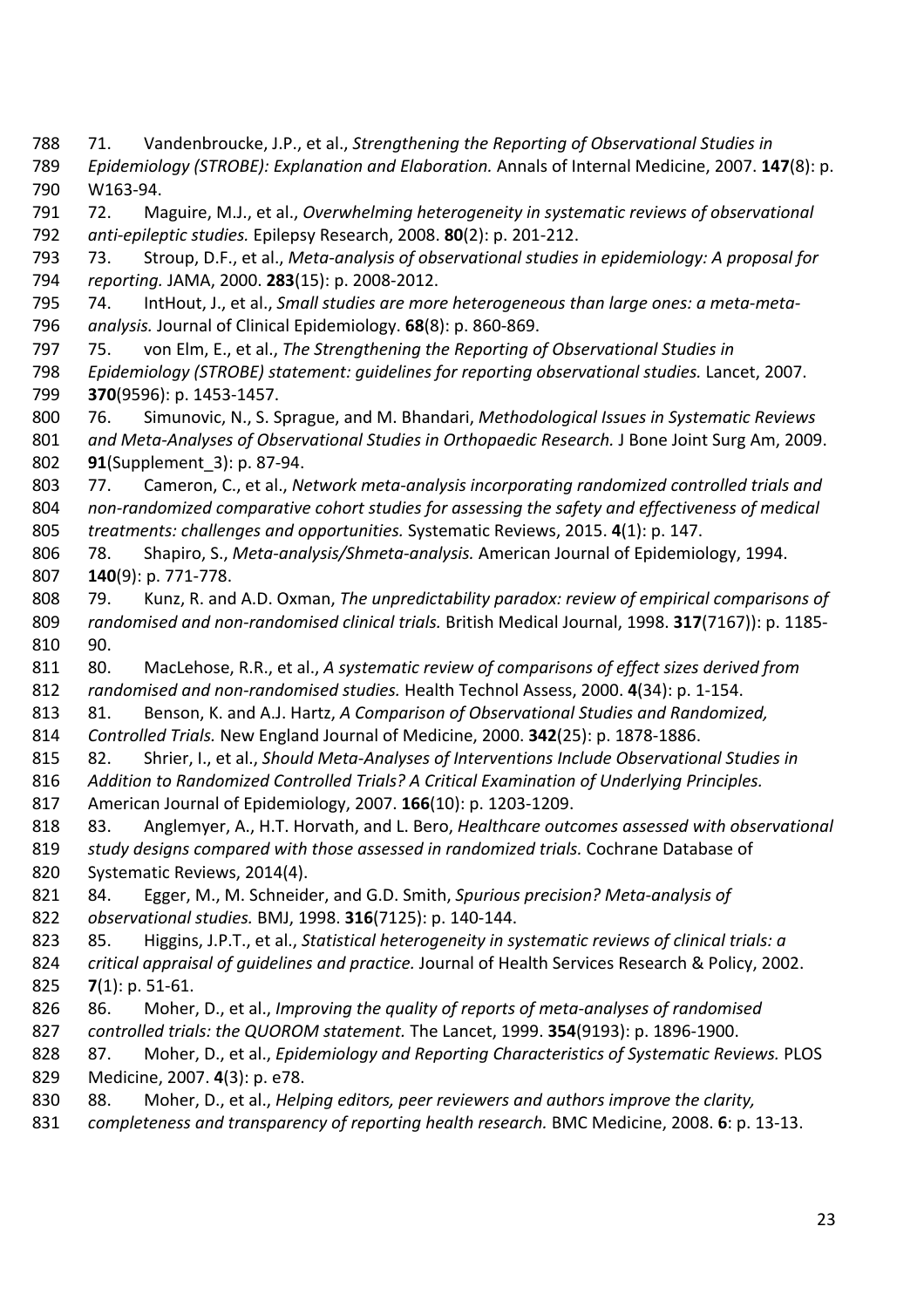71. Vandenbroucke, J.P., et al., *Strengthening the Reporting of Observational Studies in Epidemiology (STROBE): Explanation and Elaboration.* Annals of Internal Medicine, 2007. **147**(8): p. W163-94.
72. Maguire, M.J., et al., *Overwhelming heterogeneity in systematic reviews of observational anti-epileptic studies.* Epilepsy Research, 2008. **80**(2): p. 201-212.
73. Stroup, D.F., et al., *Meta-analysis of observational studies in epidemiology: A proposal for reporting.* JAMA, 2000. **283**(15): p. 2008-2012.
74. IntHout, J., et al., *Small studies are more heterogeneous than large ones: a meta-meta-analysis.* Journal of Clinical Epidemiology. **68**(8): p. 860-869.
75. von Elm, E., et al., *The Strengthening the Reporting of Observational Studies in Epidemiology (STROBE) statement: guidelines for reporting observational studies.* Lancet, 2007. **370**(9596): p. 1453-1457.
76. Simunovic, N., S. Sprague, and M. Bhandari, *Methodological Issues in Systematic Reviews and Meta-Analyses of Observational Studies in Orthopaedic Research.* J Bone Joint Surg Am, 2009. **91**(Supplement_3): p. 87-94.
77. Cameron, C., et al., *Network meta-analysis incorporating randomized controlled trials and non-randomized comparative cohort studies for assessing the safety and effectiveness of medical treatments: challenges and opportunities.* Systematic Reviews, 2015. **4**(1): p. 147.
78. Shapiro, S., *Meta-analysis/Shmeta-analysis.* American Journal of Epidemiology, 1994. **140**(9): p. 771-778.
79. Kunz, R. and A.D. Oxman, *The unpredictability paradox: review of empirical comparisons of randomised and non-randomised clinical trials.* British Medical Journal, 1998. **317**(7167)): p. 1185-90.
80. MacLehose, R.R., et al., *A systematic review of comparisons of effect sizes derived from randomised and non-randomised studies.* Health Technol Assess, 2000. **4**(34): p. 1-154.
81. Benson, K. and A.J. Hartz, *A Comparison of Observational Studies and Randomized, Controlled Trials.* New England Journal of Medicine, 2000. **342**(25): p. 1878-1886.
82. Shrier, I., et al., *Should Meta-Analyses of Interventions Include Observational Studies in Addition to Randomized Controlled Trials? A Critical Examination of Underlying Principles.* American Journal of Epidemiology, 2007. **166**(10): p. 1203-1209.
83. Anglemyer, A., H.T. Horvath, and L. Bero, *Healthcare outcomes assessed with observational study designs compared with those assessed in randomized trials.* Cochrane Database of Systematic Reviews, 2014(4).
84. Egger, M., M. Schneider, and G.D. Smith, *Spurious precision? Meta-analysis of observational studies.* BMJ, 1998. **316**(7125): p. 140-144.
85. Higgins, J.P.T., et al., *Statistical heterogeneity in systematic reviews of clinical trials: a critical appraisal of guidelines and practice.* Journal of Health Services Research & Policy, 2002. **7**(1): p. 51-61.
86. Moher, D., et al., *Improving the quality of reports of meta-analyses of randomised controlled trials: the QUOROM statement.* The Lancet, 1999. **354**(9193): p. 1896-1900.
87. Moher, D., et al., *Epidemiology and Reporting Characteristics of Systematic Reviews.* PLOS Medicine, 2007. **4**(3): p. e78.
88. Moher, D., et al., *Helping editors, peer reviewers and authors improve the clarity, completeness and transparency of reporting health research.* BMC Medicine, 2008. **6**: p. 13-13.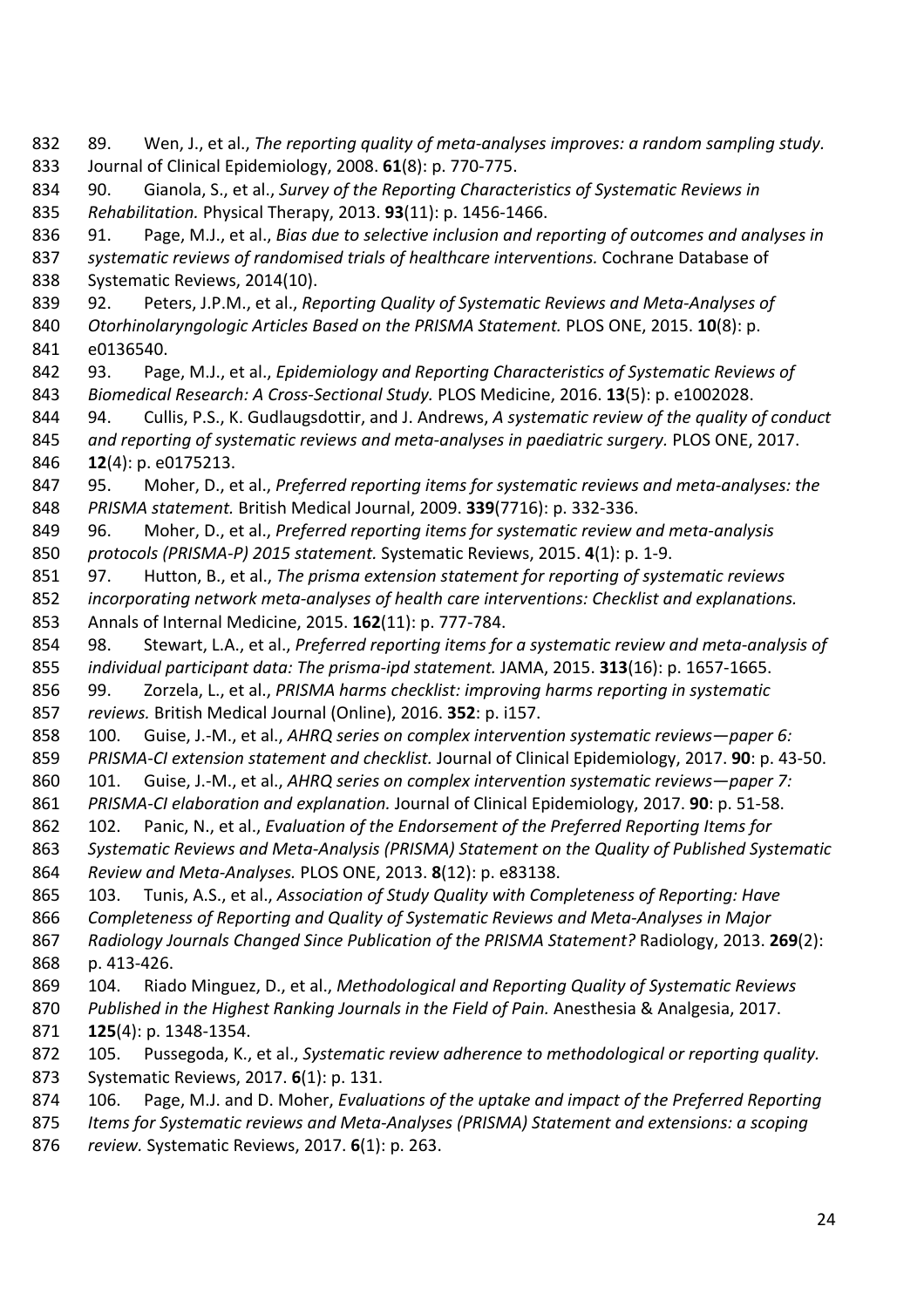89. Wen, J., et al., *The reporting quality of meta-analyses improves: a random sampling study.* Journal of Clinical Epidemiology, 2008. **61**(8): p. 770-775.

90. Gianola, S., et al., *Survey of the Reporting Characteristics of Systematic Reviews in Rehabilitation.* Physical Therapy, 2013. **93**(11): p. 1456-1466.

91. Page, M.J., et al., *Bias due to selective inclusion and reporting of outcomes and analyses in systematic reviews of randomised trials of healthcare interventions.* Cochrane Database of Systematic Reviews, 2014(10).

92. Peters, J.P.M., et al., *Reporting Quality of Systematic Reviews and Meta-Analyses of Otorhinolaryngologic Articles Based on the PRISMA Statement.* PLOS ONE, 2015. **10**(8): p. e0136540.

93. Page, M.J., et al., *Epidemiology and Reporting Characteristics of Systematic Reviews of Biomedical Research: A Cross-Sectional Study.* PLOS Medicine, 2016. **13**(5): p. e1002028.

94. Cullis, P.S., K. Gudlaugsdottir, and J. Andrews, *A systematic review of the quality of conduct and reporting of systematic reviews and meta-analyses in paediatric surgery.* PLOS ONE, 2017. **12**(4): p. e0175213.

95. Moher, D., et al., *Preferred reporting items for systematic reviews and meta-analyses: the PRISMA statement.* British Medical Journal, 2009. **339**(7716): p. 332-336.

96. Moher, D., et al., *Preferred reporting items for systematic review and meta-analysis protocols (PRISMA-P) 2015 statement.* Systematic Reviews, 2015. **4**(1): p. 1-9.

97. Hutton, B., et al., *The prisma extension statement for reporting of systematic reviews incorporating network meta-analyses of health care interventions: Checklist and explanations.* Annals of Internal Medicine, 2015. **162**(11): p. 777-784.

98. Stewart, L.A., et al., *Preferred reporting items for a systematic review and meta-analysis of individual participant data: The prisma-ipd statement.* JAMA, 2015. **313**(16): p. 1657-1665.

99. Zorzela, L., et al., *PRISMA harms checklist: improving harms reporting in systematic reviews.* British Medical Journal (Online), 2016. **352**: p. i157.

100. Guise, J.-M., et al., *AHRQ series on complex intervention systematic reviews—paper 6: PRISMA-CI extension statement and checklist.* Journal of Clinical Epidemiology, 2017. **90**: p. 43-50.

101. Guise, J.-M., et al., *AHRQ series on complex intervention systematic reviews—paper 7: PRISMA-CI elaboration and explanation.* Journal of Clinical Epidemiology, 2017. **90**: p. 51-58.

102. Panic, N., et al., *Evaluation of the Endorsement of the Preferred Reporting Items for Systematic Reviews and Meta-Analysis (PRISMA) Statement on the Quality of Published Systematic Review and Meta-Analyses.* PLOS ONE, 2013. **8**(12): p. e83138.

103. Tunis, A.S., et al., *Association of Study Quality with Completeness of Reporting: Have Completeness of Reporting and Quality of Systematic Reviews and Meta-Analyses in Major Radiology Journals Changed Since Publication of the PRISMA Statement?* Radiology, 2013. **269**(2): p. 413-426.

104. Riado Minguez, D., et al., *Methodological and Reporting Quality of Systematic Reviews Published in the Highest Ranking Journals in the Field of Pain.* Anesthesia & Analgesia, 2017. **125**(4): p. 1348-1354.

105. Pussegoda, K., et al., *Systematic review adherence to methodological or reporting quality.* Systematic Reviews, 2017. **6**(1): p. 131.

106. Page, M.J. and D. Moher, *Evaluations of the uptake and impact of the Preferred Reporting Items for Systematic reviews and Meta-Analyses (PRISMA) Statement and extensions: a scoping review.* Systematic Reviews, 2017. **6**(1): p. 263.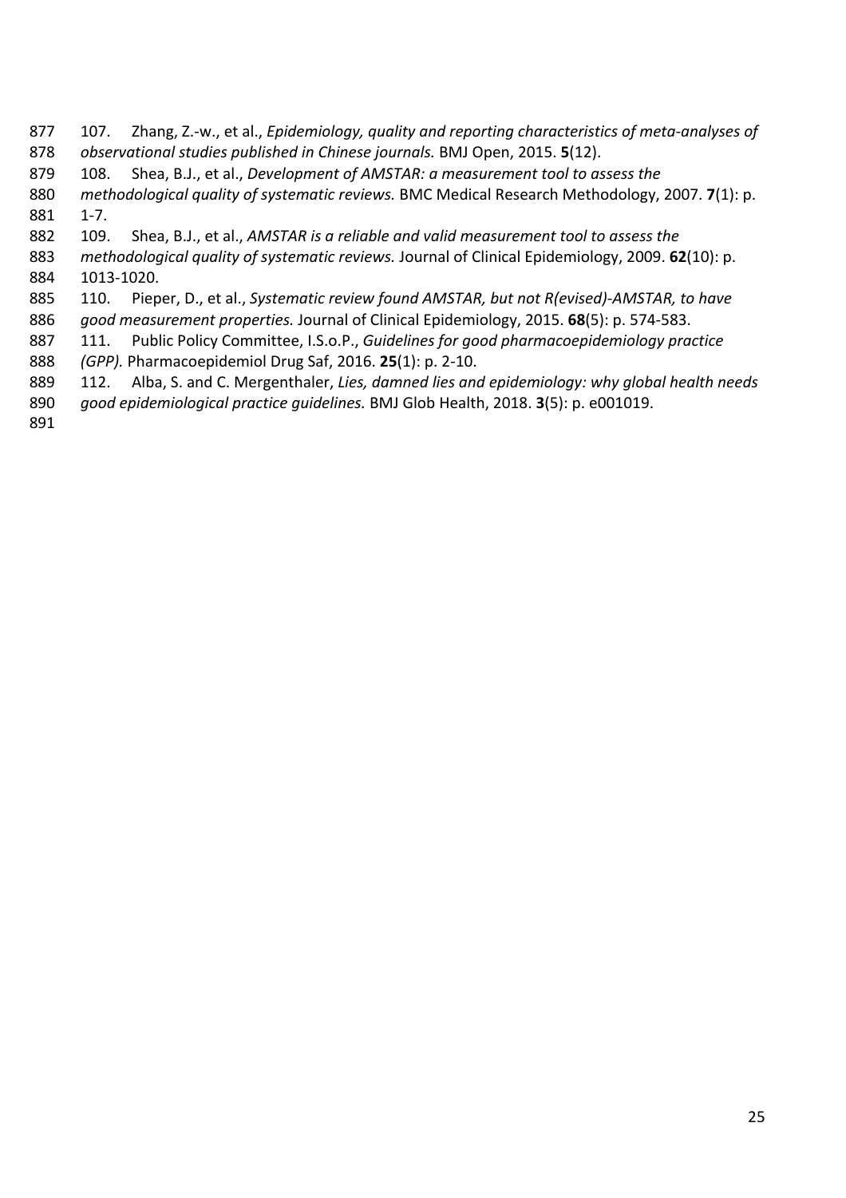107. Zhang, Z.-w., et al., *Epidemiology, quality and reporting characteristics of meta-analyses of observational studies published in Chinese journals.* BMJ Open, 2015. **5**(12).

108. Shea, B.J., et al., *Development of AMSTAR: a measurement tool to assess the methodological quality of systematic reviews.* BMC Medical Research Methodology, 2007. **7**(1): p. 1-7.

109. Shea, B.J., et al., *AMSTAR is a reliable and valid measurement tool to assess the methodological quality of systematic reviews.* Journal of Clinical Epidemiology, 2009. **62**(10): p. 1013-1020.

110. Pieper, D., et al., *Systematic review found AMSTAR, but not R(evised)-AMSTAR, to have good measurement properties.* Journal of Clinical Epidemiology, 2015. **68**(5): p. 574-583.

111. Public Policy Committee, I.S.o.P., *Guidelines for good pharmacoepidemiology practice (GPP).* Pharmacoepidemiol Drug Saf, 2016. **25**(1): p. 2-10.

112. Alba, S. and C. Mergenthaler, *Lies, damned lies and epidemiology: why global health needs good epidemiological practice guidelines.* BMJ Glob Health, 2018. **3**(5): p. e001019.